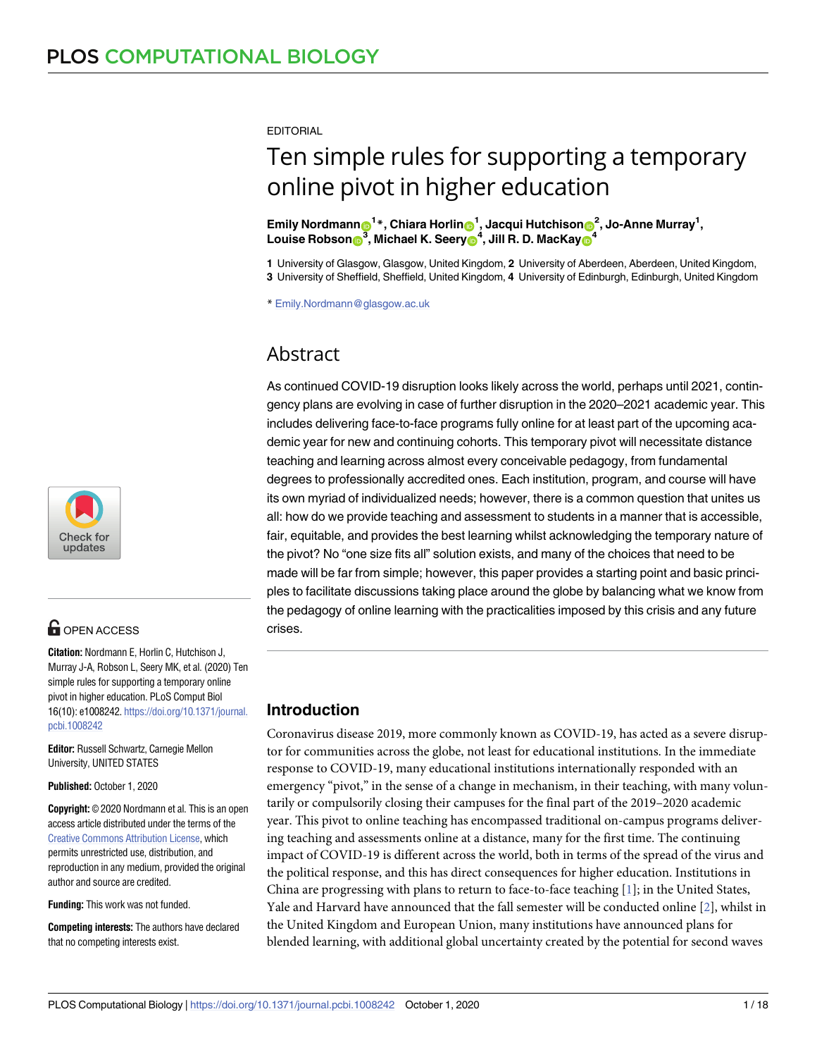EDITORIAL

# Ten simple rules for supporting a temporary online pivot in higher education

**Emily Nordmann[1]*, Chiara Horlin[1], Jacqui Hutchison[2], Jo-Anne Murray[1], Louise Robson[3], Michael K. Seery[4], Jill R. D. MacKay[4]**

**1** University of Glasgow, Glasgow, United Kingdom, **2** University of Aberdeen, Aberdeen, United Kingdom, **3** University of Sheffield, Sheffield, United Kingdom, **4** University of Edinburgh, Edinburgh, United Kingdom

* Emily.Nordmann@glasgow.ac.uk

## Abstract

As continued COVID-19 disruption looks likely across the world, perhaps until 2021, contingency plans are evolving in case of further disruption in the 2020–2021 academic year. This includes delivering face-to-face programs fully online for at least part of the upcoming academic year for new and continuing cohorts. This temporary pivot will necessitate distance teaching and learning across almost every conceivable pedagogy, from fundamental degrees to professionally accredited ones. Each institution, program, and course will have its own myriad of individualized needs; however, there is a common question that unites us all: how do we provide teaching and assessment to students in a manner that is accessible, fair, equitable, and provides the best learning whilst acknowledging the temporary nature of the pivot? No "one size fits all" solution exists, and many of the choices that need to be made will be far from simple; however, this paper provides a starting point and basic principles to facilitate discussions taking place around the globe by balancing what we know from the pedagogy of online learning with the practicalities imposed by this crisis and any future crises.

OPEN ACCESS

**Citation:** Nordmann E, Horlin C, Hutchison J, Murray J-A, Robson L, Seery MK, et al. (2020) Ten simple rules for supporting a temporary online pivot in higher education. PLoS Comput Biol 16(10): e1008242. https://doi.org/10.1371/journal.pcbi.1008242

**Editor:** Russell Schwartz, Carnegie Mellon University, UNITED STATES

**Published:** October 1, 2020

**Copyright:** © 2020 Nordmann et al. This is an open access article distributed under the terms of the Creative Commons Attribution License, which permits unrestricted use, distribution, and reproduction in any medium, provided the original author and source are credited.

**Funding:** This work was not funded.

**Competing interests:** The authors have declared that no competing interests exist.

## Introduction

Coronavirus disease 2019, more commonly known as COVID-19, has acted as a severe disruptor for communities across the globe, not least for educational institutions. In the immediate response to COVID-19, many educational institutions internationally responded with an emergency "pivot," in the sense of a change in mechanism, in their teaching, with many voluntarily or compulsorily closing their campuses for the final part of the 2019–2020 academic year. This pivot to online teaching has encompassed traditional on-campus programs delivering teaching and assessments online at a distance, many for the first time. The continuing impact of COVID-19 is different across the world, both in terms of the spread of the virus and the political response, and this has direct consequences for higher education. Institutions in China are progressing with plans to return to face-to-face teaching [1]; in the United States, Yale and Harvard have announced that the fall semester will be conducted online [2], whilst in the United Kingdom and European Union, many institutions have announced plans for blended learning, with additional global uncertainty created by the potential for second waves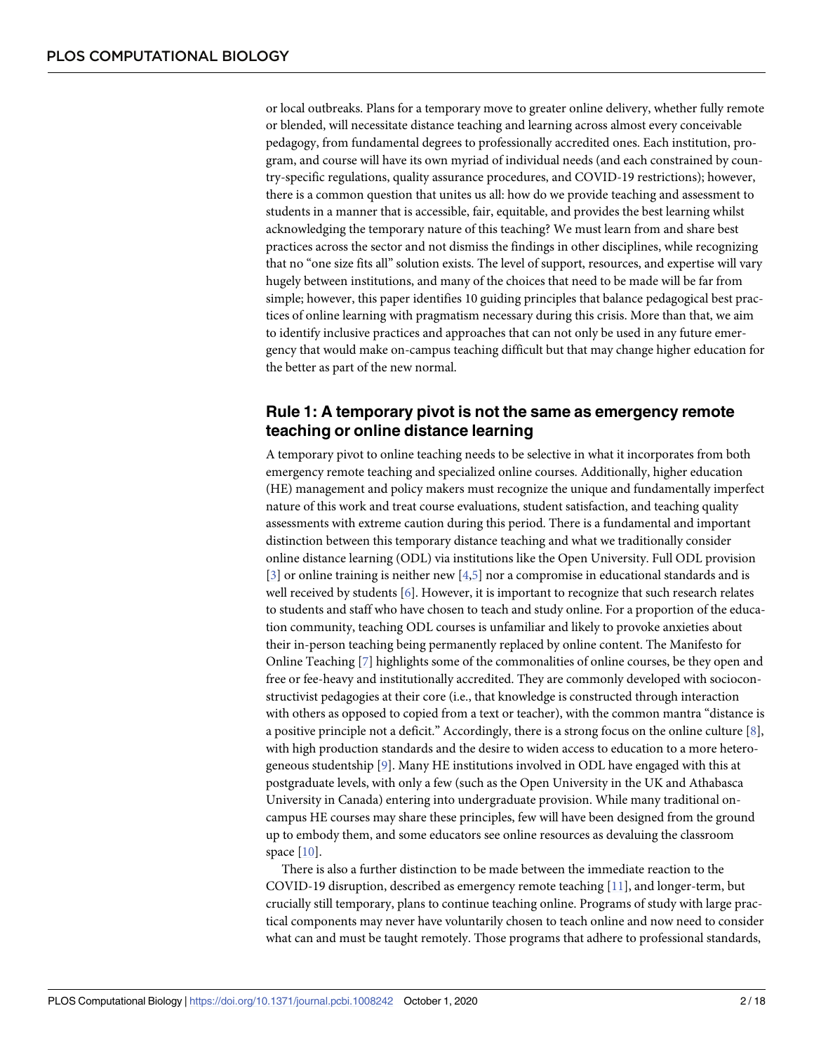or local outbreaks. Plans for a temporary move to greater online delivery, whether fully remote or blended, will necessitate distance teaching and learning across almost every conceivable pedagogy, from fundamental degrees to professionally accredited ones. Each institution, program, and course will have its own myriad of individual needs (and each constrained by country-specific regulations, quality assurance procedures, and COVID-19 restrictions); however, there is a common question that unites us all: how do we provide teaching and assessment to students in a manner that is accessible, fair, equitable, and provides the best learning whilst acknowledging the temporary nature of this teaching? We must learn from and share best practices across the sector and not dismiss the findings in other disciplines, while recognizing that no "one size fits all" solution exists. The level of support, resources, and expertise will vary hugely between institutions, and many of the choices that need to be made will be far from simple; however, this paper identifies 10 guiding principles that balance pedagogical best practices of online learning with pragmatism necessary during this crisis. More than that, we aim to identify inclusive practices and approaches that can not only be used in any future emergency that would make on-campus teaching difficult but that may change higher education for the better as part of the new normal.

## Rule 1: A temporary pivot is not the same as emergency remote teaching or online distance learning

A temporary pivot to online teaching needs to be selective in what it incorporates from both emergency remote teaching and specialized online courses. Additionally, higher education (HE) management and policy makers must recognize the unique and fundamentally imperfect nature of this work and treat course evaluations, student satisfaction, and teaching quality assessments with extreme caution during this period. There is a fundamental and important distinction between this temporary distance teaching and what we traditionally consider online distance learning (ODL) via institutions like the Open University. Full ODL provision [3] or online training is neither new [4,5] nor a compromise in educational standards and is well received by students [6]. However, it is important to recognize that such research relates to students and staff who have chosen to teach and study online. For a proportion of the education community, teaching ODL courses is unfamiliar and likely to provoke anxieties about their in-person teaching being permanently replaced by online content. The Manifesto for Online Teaching [7] highlights some of the commonalities of online courses, be they open and free or fee-heavy and institutionally accredited. They are commonly developed with socioconstructivist pedagogies at their core (i.e., that knowledge is constructed through interaction with others as opposed to copied from a text or teacher), with the common mantra "distance is a positive principle not a deficit." Accordingly, there is a strong focus on the online culture [8], with high production standards and the desire to widen access to education to a more heterogeneous studentship [9]. Many HE institutions involved in ODL have engaged with this at postgraduate levels, with only a few (such as the Open University in the UK and Athabasca University in Canada) entering into undergraduate provision. While many traditional on-campus HE courses may share these principles, few will have been designed from the ground up to embody them, and some educators see online resources as devaluing the classroom space [10].

There is also a further distinction to be made between the immediate reaction to the COVID-19 disruption, described as emergency remote teaching [11], and longer-term, but crucially still temporary, plans to continue teaching online. Programs of study with large practical components may never have voluntarily chosen to teach online and now need to consider what can and must be taught remotely. Those programs that adhere to professional standards,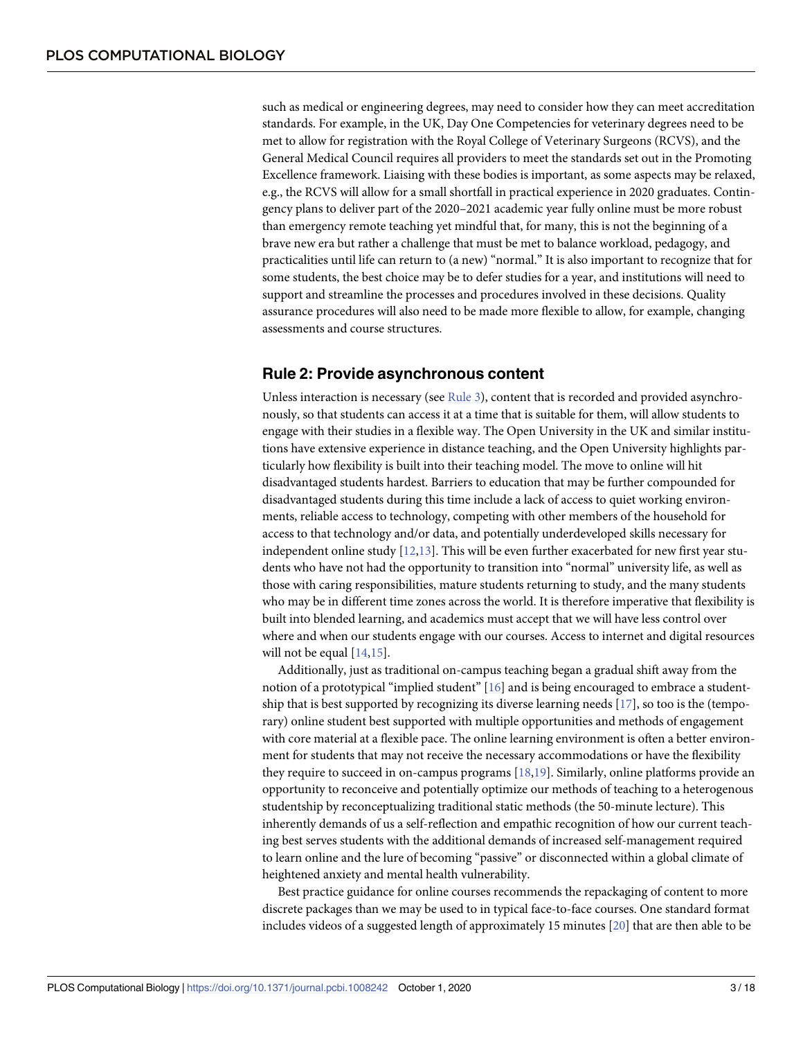such as medical or engineering degrees, may need to consider how they can meet accreditation standards. For example, in the UK, Day One Competencies for veterinary degrees need to be met to allow for registration with the Royal College of Veterinary Surgeons (RCVS), and the General Medical Council requires all providers to meet the standards set out in the Promoting Excellence framework. Liaising with these bodies is important, as some aspects may be relaxed, e.g., the RCVS will allow for a small shortfall in practical experience in 2020 graduates. Contingency plans to deliver part of the 2020–2021 academic year fully online must be more robust than emergency remote teaching yet mindful that, for many, this is not the beginning of a brave new era but rather a challenge that must be met to balance workload, pedagogy, and practicalities until life can return to (a new) "normal." It is also important to recognize that for some students, the best choice may be to defer studies for a year, and institutions will need to support and streamline the processes and procedures involved in these decisions. Quality assurance procedures will also need to be made more flexible to allow, for example, changing assessments and course structures.

## Rule 2: Provide asynchronous content

Unless interaction is necessary (see Rule 3), content that is recorded and provided asynchronously, so that students can access it at a time that is suitable for them, will allow students to engage with their studies in a flexible way. The Open University in the UK and similar institutions have extensive experience in distance teaching, and the Open University highlights particularly how flexibility is built into their teaching model. The move to online will hit disadvantaged students hardest. Barriers to education that may be further compounded for disadvantaged students during this time include a lack of access to quiet working environments, reliable access to technology, competing with other members of the household for access to that technology and/or data, and potentially underdeveloped skills necessary for independent online study [12,13]. This will be even further exacerbated for new first year students who have not had the opportunity to transition into "normal" university life, as well as those with caring responsibilities, mature students returning to study, and the many students who may be in different time zones across the world. It is therefore imperative that flexibility is built into blended learning, and academics must accept that we will have less control over where and when our students engage with our courses. Access to internet and digital resources will not be equal [14,15].

Additionally, just as traditional on-campus teaching began a gradual shift away from the notion of a prototypical "implied student" [16] and is being encouraged to embrace a studentship that is best supported by recognizing its diverse learning needs [17], so too is the (temporary) online student best supported with multiple opportunities and methods of engagement with core material at a flexible pace. The online learning environment is often a better environment for students that may not receive the necessary accommodations or have the flexibility they require to succeed in on-campus programs [18,19]. Similarly, online platforms provide an opportunity to reconceive and potentially optimize our methods of teaching to a heterogenous studentship by reconceptualizing traditional static methods (the 50-minute lecture). This inherently demands of us a self-reflection and empathic recognition of how our current teaching best serves students with the additional demands of increased self-management required to learn online and the lure of becoming "passive" or disconnected within a global climate of heightened anxiety and mental health vulnerability.

Best practice guidance for online courses recommends the repackaging of content to more discrete packages than we may be used to in typical face-to-face courses. One standard format includes videos of a suggested length of approximately 15 minutes [20] that are then able to be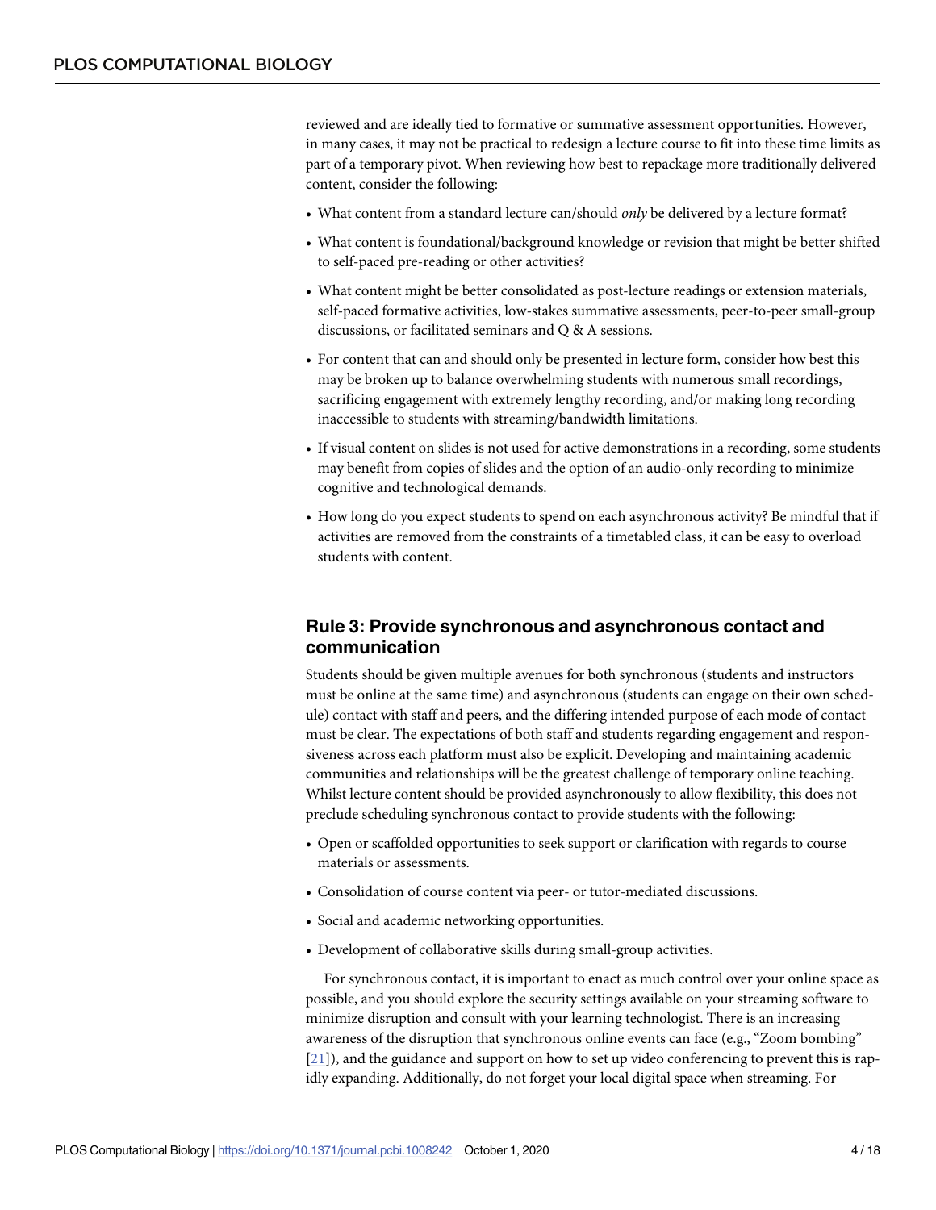reviewed and are ideally tied to formative or summative assessment opportunities. However, in many cases, it may not be practical to redesign a lecture course to fit into these time limits as part of a temporary pivot. When reviewing how best to repackage more traditionally delivered content, consider the following:

- What content from a standard lecture can/should *only* be delivered by a lecture format?
- What content is foundational/background knowledge or revision that might be better shifted to self-paced pre-reading or other activities?
- What content might be better consolidated as post-lecture readings or extension materials, self-paced formative activities, low-stakes summative assessments, peer-to-peer small-group discussions, or facilitated seminars and Q & A sessions.
- For content that can and should only be presented in lecture form, consider how best this may be broken up to balance overwhelming students with numerous small recordings, sacrificing engagement with extremely lengthy recording, and/or making long recording inaccessible to students with streaming/bandwidth limitations.
- If visual content on slides is not used for active demonstrations in a recording, some students may benefit from copies of slides and the option of an audio-only recording to minimize cognitive and technological demands.
- How long do you expect students to spend on each asynchronous activity? Be mindful that if activities are removed from the constraints of a timetabled class, it can be easy to overload students with content.

## Rule 3: Provide synchronous and asynchronous contact and communication

Students should be given multiple avenues for both synchronous (students and instructors must be online at the same time) and asynchronous (students can engage on their own schedule) contact with staff and peers, and the differing intended purpose of each mode of contact must be clear. The expectations of both staff and students regarding engagement and responsiveness across each platform must also be explicit. Developing and maintaining academic communities and relationships will be the greatest challenge of temporary online teaching. Whilst lecture content should be provided asynchronously to allow flexibility, this does not preclude scheduling synchronous contact to provide students with the following:

- Open or scaffolded opportunities to seek support or clarification with regards to course materials or assessments.
- Consolidation of course content via peer- or tutor-mediated discussions.
- Social and academic networking opportunities.
- Development of collaborative skills during small-group activities.

For synchronous contact, it is important to enact as much control over your online space as possible, and you should explore the security settings available on your streaming software to minimize disruption and consult with your learning technologist. There is an increasing awareness of the disruption that synchronous online events can face (e.g., "Zoom bombing" [21]), and the guidance and support on how to set up video conferencing to prevent this is rapidly expanding. Additionally, do not forget your local digital space when streaming. For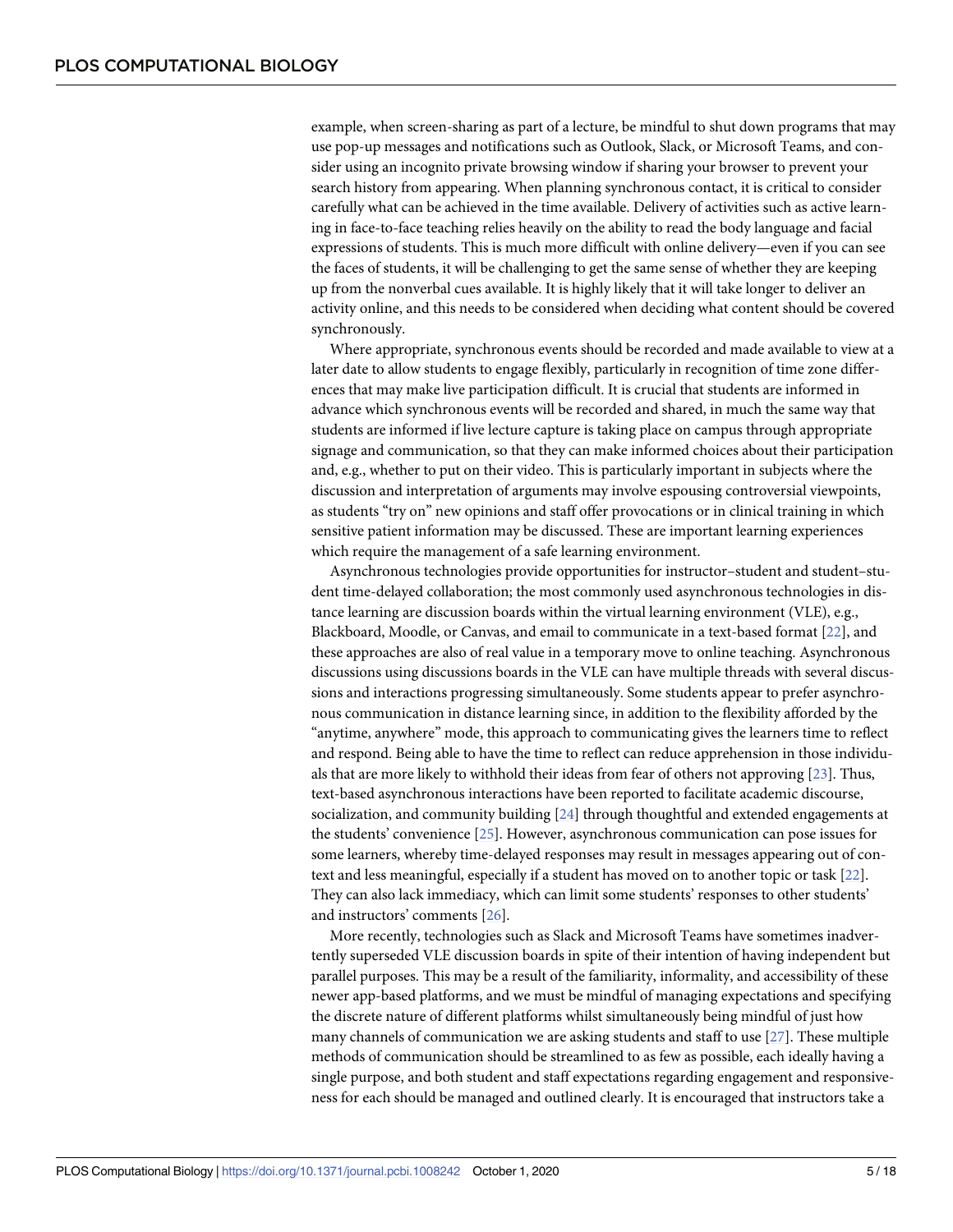example, when screen-sharing as part of a lecture, be mindful to shut down programs that may use pop-up messages and notifications such as Outlook, Slack, or Microsoft Teams, and consider using an incognito private browsing window if sharing your browser to prevent your search history from appearing. When planning synchronous contact, it is critical to consider carefully what can be achieved in the time available. Delivery of activities such as active learning in face-to-face teaching relies heavily on the ability to read the body language and facial expressions of students. This is much more difficult with online delivery—even if you can see the faces of students, it will be challenging to get the same sense of whether they are keeping up from the nonverbal cues available. It is highly likely that it will take longer to deliver an activity online, and this needs to be considered when deciding what content should be covered synchronously.

Where appropriate, synchronous events should be recorded and made available to view at a later date to allow students to engage flexibly, particularly in recognition of time zone differences that may make live participation difficult. It is crucial that students are informed in advance which synchronous events will be recorded and shared, in much the same way that students are informed if live lecture capture is taking place on campus through appropriate signage and communication, so that they can make informed choices about their participation and, e.g., whether to put on their video. This is particularly important in subjects where the discussion and interpretation of arguments may involve espousing controversial viewpoints, as students "try on" new opinions and staff offer provocations or in clinical training in which sensitive patient information may be discussed. These are important learning experiences which require the management of a safe learning environment.

Asynchronous technologies provide opportunities for instructor–student and student–student time-delayed collaboration; the most commonly used asynchronous technologies in distance learning are discussion boards within the virtual learning environment (VLE), e.g., Blackboard, Moodle, or Canvas, and email to communicate in a text-based format [22], and these approaches are also of real value in a temporary move to online teaching. Asynchronous discussions using discussions boards in the VLE can have multiple threads with several discussions and interactions progressing simultaneously. Some students appear to prefer asynchronous communication in distance learning since, in addition to the flexibility afforded by the "anytime, anywhere" mode, this approach to communicating gives the learners time to reflect and respond. Being able to have the time to reflect can reduce apprehension in those individuals that are more likely to withhold their ideas from fear of others not approving [23]. Thus, text-based asynchronous interactions have been reported to facilitate academic discourse, socialization, and community building [24] through thoughtful and extended engagements at the students' convenience [25]. However, asynchronous communication can pose issues for some learners, whereby time-delayed responses may result in messages appearing out of context and less meaningful, especially if a student has moved on to another topic or task [22]. They can also lack immediacy, which can limit some students' responses to other students' and instructors' comments [26].

More recently, technologies such as Slack and Microsoft Teams have sometimes inadvertently superseded VLE discussion boards in spite of their intention of having independent but parallel purposes. This may be a result of the familiarity, informality, and accessibility of these newer app-based platforms, and we must be mindful of managing expectations and specifying the discrete nature of different platforms whilst simultaneously being mindful of just how many channels of communication we are asking students and staff to use [27]. These multiple methods of communication should be streamlined to as few as possible, each ideally having a single purpose, and both student and staff expectations regarding engagement and responsiveness for each should be managed and outlined clearly. It is encouraged that instructors take a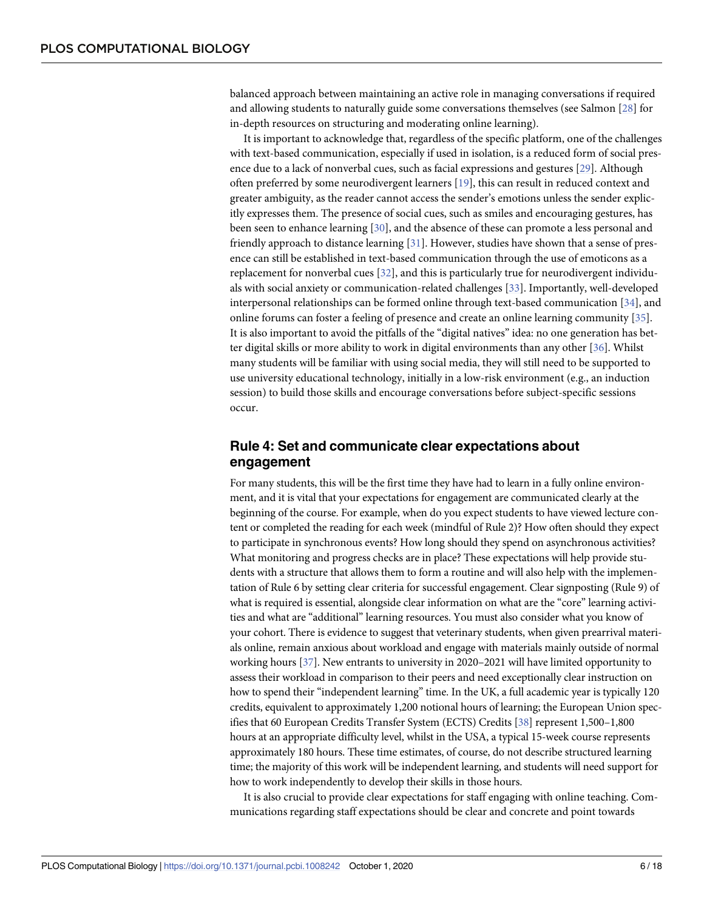balanced approach between maintaining an active role in managing conversations if required and allowing students to naturally guide some conversations themselves (see Salmon [28] for in-depth resources on structuring and moderating online learning).

It is important to acknowledge that, regardless of the specific platform, one of the challenges with text-based communication, especially if used in isolation, is a reduced form of social presence due to a lack of nonverbal cues, such as facial expressions and gestures [29]. Although often preferred by some neurodivergent learners [19], this can result in reduced context and greater ambiguity, as the reader cannot access the sender's emotions unless the sender explicitly expresses them. The presence of social cues, such as smiles and encouraging gestures, has been seen to enhance learning [30], and the absence of these can promote a less personal and friendly approach to distance learning [31]. However, studies have shown that a sense of presence can still be established in text-based communication through the use of emoticons as a replacement for nonverbal cues [32], and this is particularly true for neurodivergent individuals with social anxiety or communication-related challenges [33]. Importantly, well-developed interpersonal relationships can be formed online through text-based communication [34], and online forums can foster a feeling of presence and create an online learning community [35]. It is also important to avoid the pitfalls of the "digital natives" idea: no one generation has better digital skills or more ability to work in digital environments than any other [36]. Whilst many students will be familiar with using social media, they will still need to be supported to use university educational technology, initially in a low-risk environment (e.g., an induction session) to build those skills and encourage conversations before subject-specific sessions occur.

## Rule 4: Set and communicate clear expectations about engagement

For many students, this will be the first time they have had to learn in a fully online environment, and it is vital that your expectations for engagement are communicated clearly at the beginning of the course. For example, when do you expect students to have viewed lecture content or completed the reading for each week (mindful of Rule 2)? How often should they expect to participate in synchronous events? How long should they spend on asynchronous activities? What monitoring and progress checks are in place? These expectations will help provide students with a structure that allows them to form a routine and will also help with the implementation of Rule 6 by setting clear criteria for successful engagement. Clear signposting (Rule 9) of what is required is essential, alongside clear information on what are the "core" learning activities and what are "additional" learning resources. You must also consider what you know of your cohort. There is evidence to suggest that veterinary students, when given prearrival materials online, remain anxious about workload and engage with materials mainly outside of normal working hours [37]. New entrants to university in 2020–2021 will have limited opportunity to assess their workload in comparison to their peers and need exceptionally clear instruction on how to spend their "independent learning" time. In the UK, a full academic year is typically 120 credits, equivalent to approximately 1,200 notional hours of learning; the European Union specifies that 60 European Credits Transfer System (ECTS) Credits [38] represent 1,500–1,800 hours at an appropriate difficulty level, whilst in the USA, a typical 15-week course represents approximately 180 hours. These time estimates, of course, do not describe structured learning time; the majority of this work will be independent learning, and students will need support for how to work independently to develop their skills in those hours.

It is also crucial to provide clear expectations for staff engaging with online teaching. Communications regarding staff expectations should be clear and concrete and point towards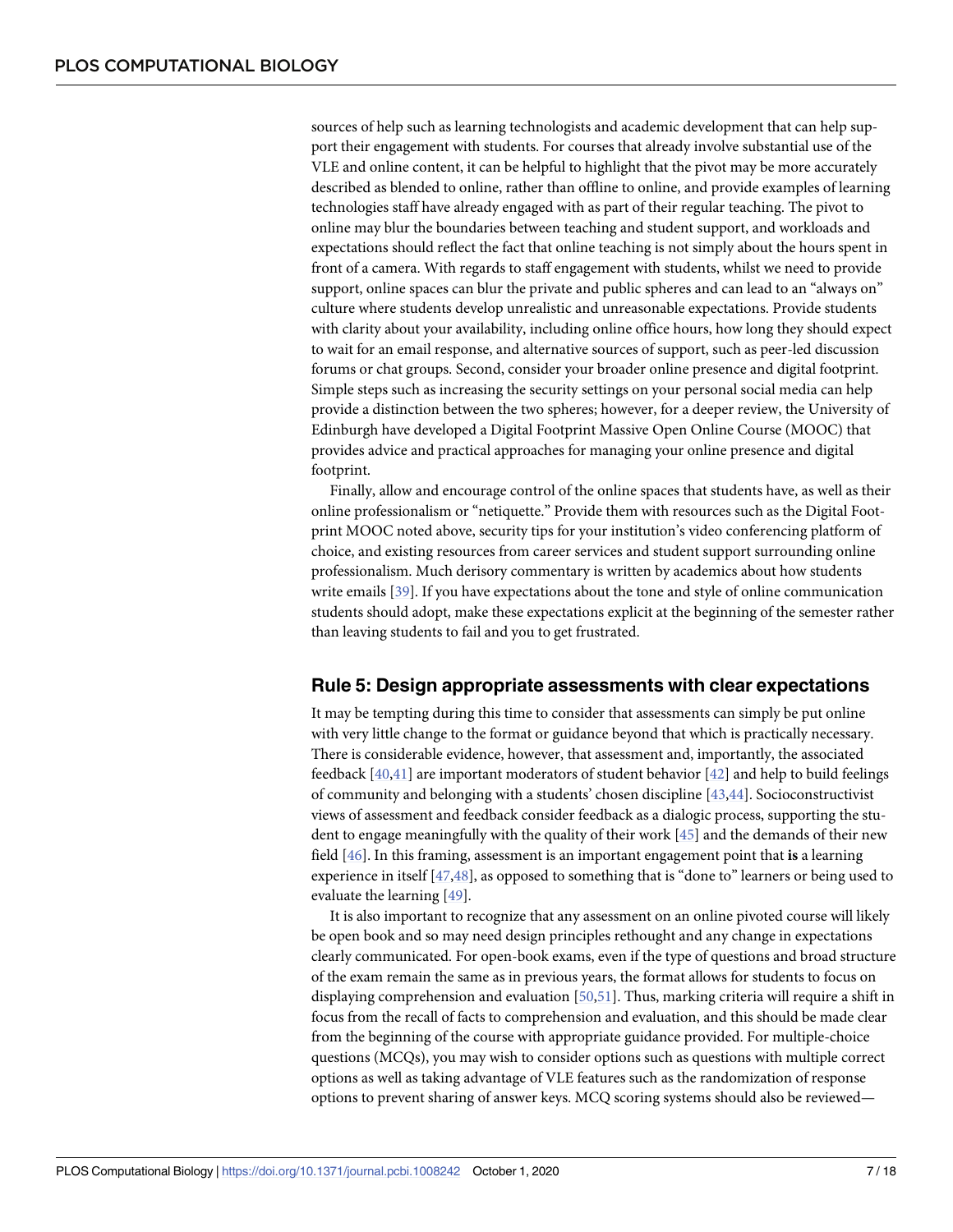sources of help such as learning technologists and academic development that can help support their engagement with students. For courses that already involve substantial use of the VLE and online content, it can be helpful to highlight that the pivot may be more accurately described as blended to online, rather than offline to online, and provide examples of learning technologies staff have already engaged with as part of their regular teaching. The pivot to online may blur the boundaries between teaching and student support, and workloads and expectations should reflect the fact that online teaching is not simply about the hours spent in front of a camera. With regards to staff engagement with students, whilst we need to provide support, online spaces can blur the private and public spheres and can lead to an "always on" culture where students develop unrealistic and unreasonable expectations. Provide students with clarity about your availability, including online office hours, how long they should expect to wait for an email response, and alternative sources of support, such as peer-led discussion forums or chat groups. Second, consider your broader online presence and digital footprint. Simple steps such as increasing the security settings on your personal social media can help provide a distinction between the two spheres; however, for a deeper review, the University of Edinburgh have developed a Digital Footprint Massive Open Online Course (MOOC) that provides advice and practical approaches for managing your online presence and digital footprint.

Finally, allow and encourage control of the online spaces that students have, as well as their online professionalism or "netiquette." Provide them with resources such as the Digital Footprint MOOC noted above, security tips for your institution's video conferencing platform of choice, and existing resources from career services and student support surrounding online professionalism. Much derisory commentary is written by academics about how students write emails [39]. If you have expectations about the tone and style of online communication students should adopt, make these expectations explicit at the beginning of the semester rather than leaving students to fail and you to get frustrated.

## Rule 5: Design appropriate assessments with clear expectations

It may be tempting during this time to consider that assessments can simply be put online with very little change to the format or guidance beyond that which is practically necessary. There is considerable evidence, however, that assessment and, importantly, the associated feedback [40,41] are important moderators of student behavior [42] and help to build feelings of community and belonging with a students' chosen discipline [43,44]. Socioconstructivist views of assessment and feedback consider feedback as a dialogic process, supporting the student to engage meaningfully with the quality of their work [45] and the demands of their new field [46]. In this framing, assessment is an important engagement point that **is** a learning experience in itself [47,48], as opposed to something that is "done to" learners or being used to evaluate the learning [49].

It is also important to recognize that any assessment on an online pivoted course will likely be open book and so may need design principles rethought and any change in expectations clearly communicated. For open-book exams, even if the type of questions and broad structure of the exam remain the same as in previous years, the format allows for students to focus on displaying comprehension and evaluation [50,51]. Thus, marking criteria will require a shift in focus from the recall of facts to comprehension and evaluation, and this should be made clear from the beginning of the course with appropriate guidance provided. For multiple-choice questions (MCQs), you may wish to consider options such as questions with multiple correct options as well as taking advantage of VLE features such as the randomization of response options to prevent sharing of answer keys. MCQ scoring systems should also be reviewed—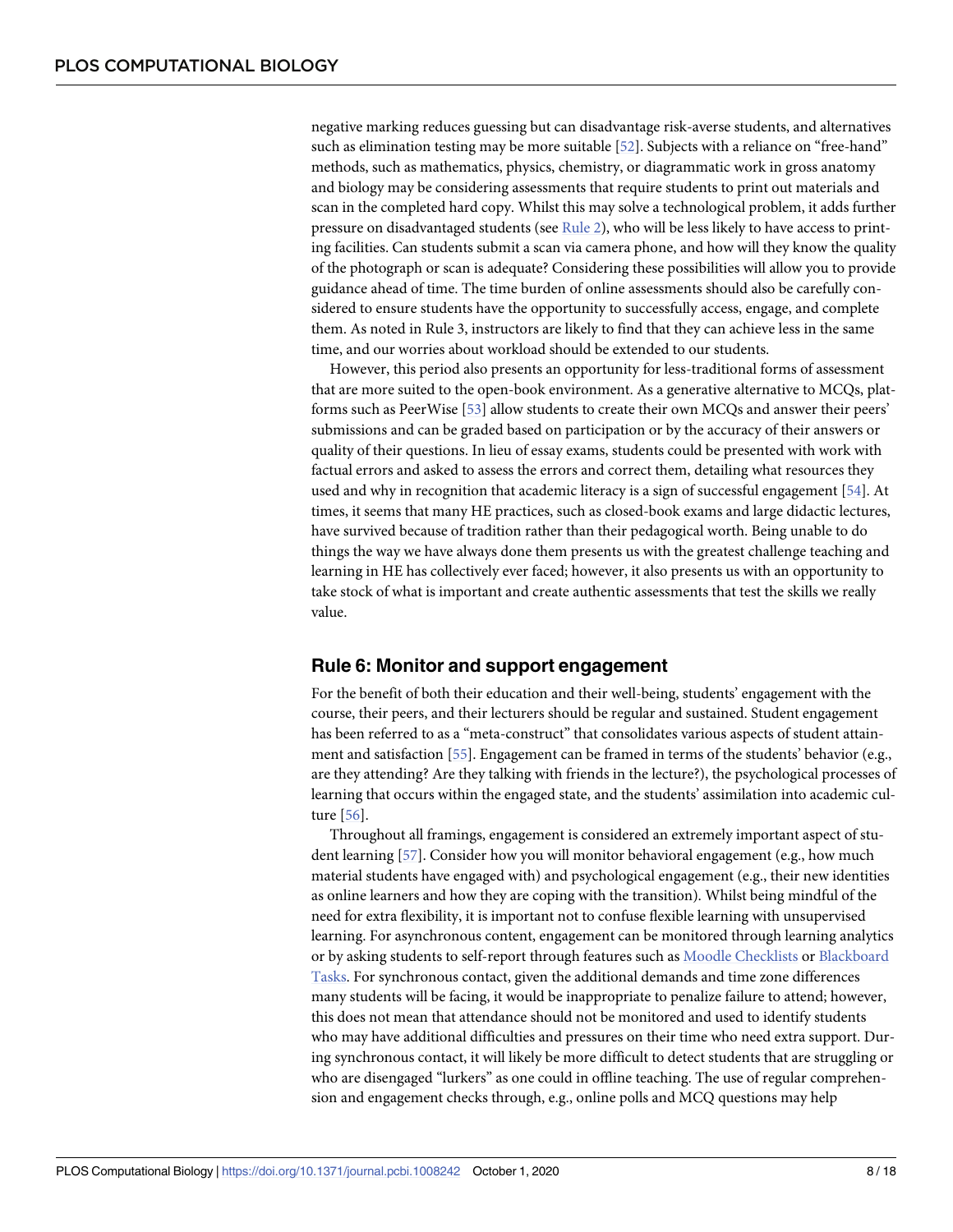negative marking reduces guessing but can disadvantage risk-averse students, and alternatives such as elimination testing may be more suitable [52]. Subjects with a reliance on "free-hand" methods, such as mathematics, physics, chemistry, or diagrammatic work in gross anatomy and biology may be considering assessments that require students to print out materials and scan in the completed hard copy. Whilst this may solve a technological problem, it adds further pressure on disadvantaged students (see Rule 2), who will be less likely to have access to printing facilities. Can students submit a scan via camera phone, and how will they know the quality of the photograph or scan is adequate? Considering these possibilities will allow you to provide guidance ahead of time. The time burden of online assessments should also be carefully considered to ensure students have the opportunity to successfully access, engage, and complete them. As noted in Rule 3, instructors are likely to find that they can achieve less in the same time, and our worries about workload should be extended to our students.

However, this period also presents an opportunity for less-traditional forms of assessment that are more suited to the open-book environment. As a generative alternative to MCQs, platforms such as PeerWise [53] allow students to create their own MCQs and answer their peers' submissions and can be graded based on participation or by the accuracy of their answers or quality of their questions. In lieu of essay exams, students could be presented with work with factual errors and asked to assess the errors and correct them, detailing what resources they used and why in recognition that academic literacy is a sign of successful engagement [54]. At times, it seems that many HE practices, such as closed-book exams and large didactic lectures, have survived because of tradition rather than their pedagogical worth. Being unable to do things the way we have always done them presents us with the greatest challenge teaching and learning in HE has collectively ever faced; however, it also presents us with an opportunity to take stock of what is important and create authentic assessments that test the skills we really value.

## Rule 6: Monitor and support engagement

For the benefit of both their education and their well-being, students' engagement with the course, their peers, and their lecturers should be regular and sustained. Student engagement has been referred to as a "meta-construct" that consolidates various aspects of student attainment and satisfaction [55]. Engagement can be framed in terms of the students' behavior (e.g., are they attending? Are they talking with friends in the lecture?), the psychological processes of learning that occurs within the engaged state, and the students' assimilation into academic culture [56].

Throughout all framings, engagement is considered an extremely important aspect of student learning [57]. Consider how you will monitor behavioral engagement (e.g., how much material students have engaged with) and psychological engagement (e.g., their new identities as online learners and how they are coping with the transition). Whilst being mindful of the need for extra flexibility, it is important not to confuse flexible learning with unsupervised learning. For asynchronous content, engagement can be monitored through learning analytics or by asking students to self-report through features such as Moodle Checklists or Blackboard Tasks. For synchronous contact, given the additional demands and time zone differences many students will be facing, it would be inappropriate to penalize failure to attend; however, this does not mean that attendance should not be monitored and used to identify students who may have additional difficulties and pressures on their time who need extra support. During synchronous contact, it will likely be more difficult to detect students that are struggling or who are disengaged "lurkers" as one could in offline teaching. The use of regular comprehension and engagement checks through, e.g., online polls and MCQ questions may help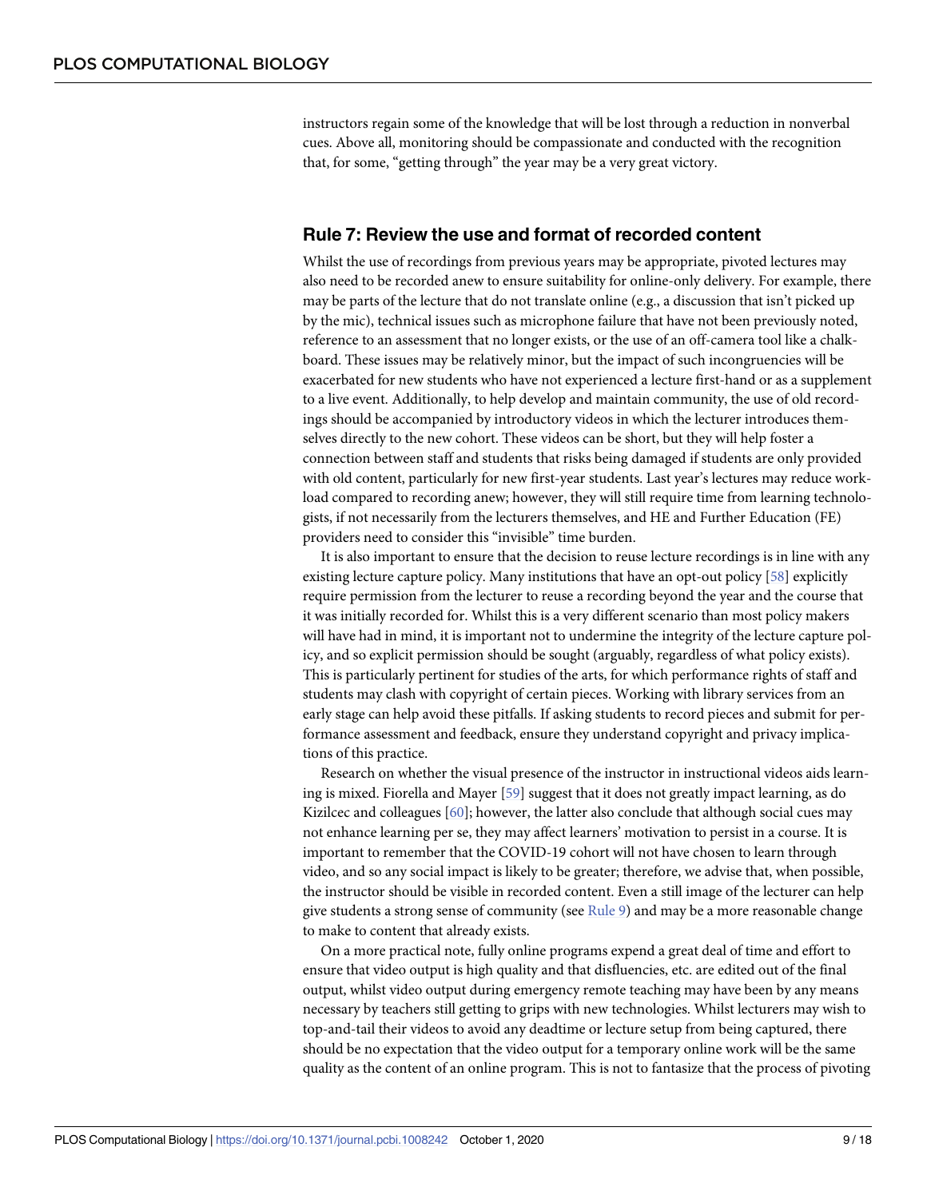instructors regain some of the knowledge that will be lost through a reduction in nonverbal cues. Above all, monitoring should be compassionate and conducted with the recognition that, for some, "getting through" the year may be a very great victory.

## Rule 7: Review the use and format of recorded content

Whilst the use of recordings from previous years may be appropriate, pivoted lectures may also need to be recorded anew to ensure suitability for online-only delivery. For example, there may be parts of the lecture that do not translate online (e.g., a discussion that isn't picked up by the mic), technical issues such as microphone failure that have not been previously noted, reference to an assessment that no longer exists, or the use of an off-camera tool like a chalkboard. These issues may be relatively minor, but the impact of such incongruencies will be exacerbated for new students who have not experienced a lecture first-hand or as a supplement to a live event. Additionally, to help develop and maintain community, the use of old recordings should be accompanied by introductory videos in which the lecturer introduces themselves directly to the new cohort. These videos can be short, but they will help foster a connection between staff and students that risks being damaged if students are only provided with old content, particularly for new first-year students. Last year's lectures may reduce workload compared to recording anew; however, they will still require time from learning technologists, if not necessarily from the lecturers themselves, and HE and Further Education (FE) providers need to consider this "invisible" time burden.

It is also important to ensure that the decision to reuse lecture recordings is in line with any existing lecture capture policy. Many institutions that have an opt-out policy [58] explicitly require permission from the lecturer to reuse a recording beyond the year and the course that it was initially recorded for. Whilst this is a very different scenario than most policy makers will have had in mind, it is important not to undermine the integrity of the lecture capture policy, and so explicit permission should be sought (arguably, regardless of what policy exists). This is particularly pertinent for studies of the arts, for which performance rights of staff and students may clash with copyright of certain pieces. Working with library services from an early stage can help avoid these pitfalls. If asking students to record pieces and submit for performance assessment and feedback, ensure they understand copyright and privacy implications of this practice.

Research on whether the visual presence of the instructor in instructional videos aids learning is mixed. Fiorella and Mayer [59] suggest that it does not greatly impact learning, as do Kizilcec and colleagues [60]; however, the latter also conclude that although social cues may not enhance learning per se, they may affect learners' motivation to persist in a course. It is important to remember that the COVID-19 cohort will not have chosen to learn through video, and so any social impact is likely to be greater; therefore, we advise that, when possible, the instructor should be visible in recorded content. Even a still image of the lecturer can help give students a strong sense of community (see Rule 9) and may be a more reasonable change to make to content that already exists.

On a more practical note, fully online programs expend a great deal of time and effort to ensure that video output is high quality and that disfluencies, etc. are edited out of the final output, whilst video output during emergency remote teaching may have been by any means necessary by teachers still getting to grips with new technologies. Whilst lecturers may wish to top-and-tail their videos to avoid any deadtime or lecture setup from being captured, there should be no expectation that the video output for a temporary online work will be the same quality as the content of an online program. This is not to fantasize that the process of pivoting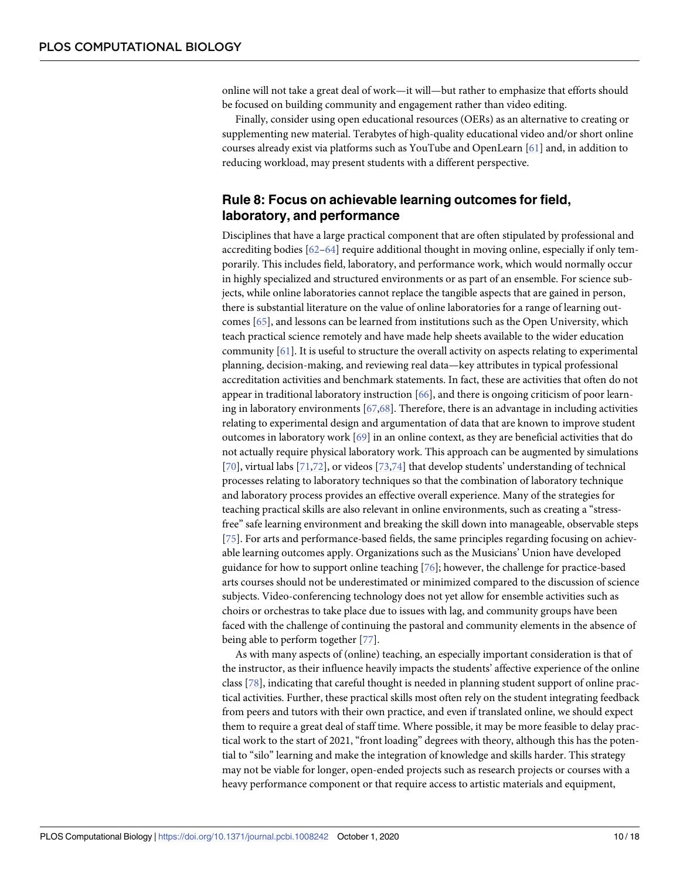online will not take a great deal of work—it will—but rather to emphasize that efforts should be focused on building community and engagement rather than video editing.

Finally, consider using open educational resources (OERs) as an alternative to creating or supplementing new material. Terabytes of high-quality educational video and/or short online courses already exist via platforms such as YouTube and OpenLearn [61] and, in addition to reducing workload, may present students with a different perspective.

## Rule 8: Focus on achievable learning outcomes for field, laboratory, and performance

Disciplines that have a large practical component that are often stipulated by professional and accrediting bodies [62–64] require additional thought in moving online, especially if only temporarily. This includes field, laboratory, and performance work, which would normally occur in highly specialized and structured environments or as part of an ensemble. For science subjects, while online laboratories cannot replace the tangible aspects that are gained in person, there is substantial literature on the value of online laboratories for a range of learning outcomes [65], and lessons can be learned from institutions such as the Open University, which teach practical science remotely and have made help sheets available to the wider education community [61]. It is useful to structure the overall activity on aspects relating to experimental planning, decision-making, and reviewing real data—key attributes in typical professional accreditation activities and benchmark statements. In fact, these are activities that often do not appear in traditional laboratory instruction [66], and there is ongoing criticism of poor learning in laboratory environments [67,68]. Therefore, there is an advantage in including activities relating to experimental design and argumentation of data that are known to improve student outcomes in laboratory work [69] in an online context, as they are beneficial activities that do not actually require physical laboratory work. This approach can be augmented by simulations [70], virtual labs [71,72], or videos [73,74] that develop students' understanding of technical processes relating to laboratory techniques so that the combination of laboratory technique and laboratory process provides an effective overall experience. Many of the strategies for teaching practical skills are also relevant in online environments, such as creating a "stress-free" safe learning environment and breaking the skill down into manageable, observable steps [75]. For arts and performance-based fields, the same principles regarding focusing on achievable learning outcomes apply. Organizations such as the Musicians' Union have developed guidance for how to support online teaching [76]; however, the challenge for practice-based arts courses should not be underestimated or minimized compared to the discussion of science subjects. Video-conferencing technology does not yet allow for ensemble activities such as choirs or orchestras to take place due to issues with lag, and community groups have been faced with the challenge of continuing the pastoral and community elements in the absence of being able to perform together [77].

As with many aspects of (online) teaching, an especially important consideration is that of the instructor, as their influence heavily impacts the students' affective experience of the online class [78], indicating that careful thought is needed in planning student support of online practical activities. Further, these practical skills most often rely on the student integrating feedback from peers and tutors with their own practice, and even if translated online, we should expect them to require a great deal of staff time. Where possible, it may be more feasible to delay practical work to the start of 2021, "front loading" degrees with theory, although this has the potential to "silo" learning and make the integration of knowledge and skills harder. This strategy may not be viable for longer, open-ended projects such as research projects or courses with a heavy performance component or that require access to artistic materials and equipment,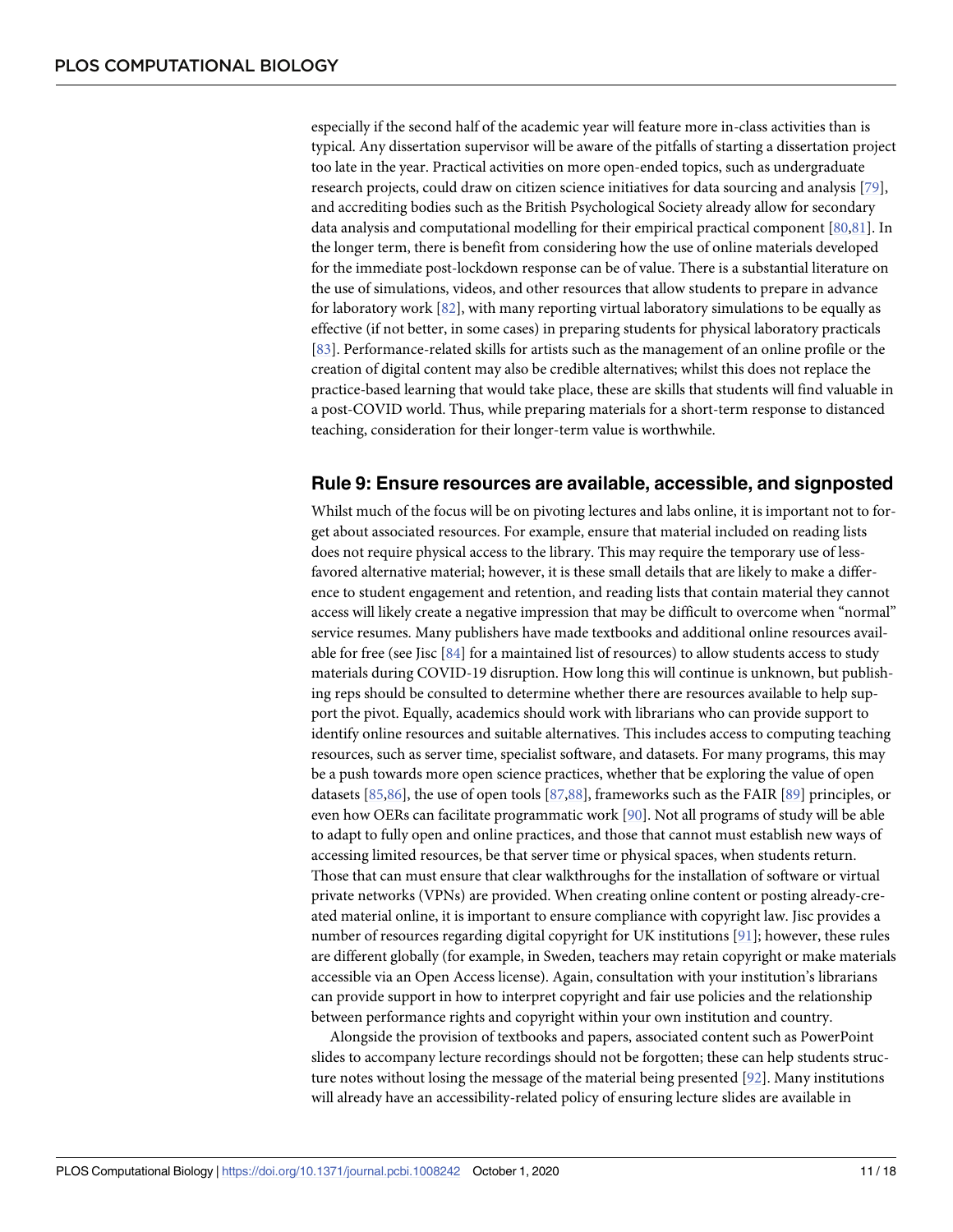especially if the second half of the academic year will feature more in-class activities than is typical. Any dissertation supervisor will be aware of the pitfalls of starting a dissertation project too late in the year. Practical activities on more open-ended topics, such as undergraduate research projects, could draw on citizen science initiatives for data sourcing and analysis [79], and accrediting bodies such as the British Psychological Society already allow for secondary data analysis and computational modelling for their empirical practical component [80,81]. In the longer term, there is benefit from considering how the use of online materials developed for the immediate post-lockdown response can be of value. There is a substantial literature on the use of simulations, videos, and other resources that allow students to prepare in advance for laboratory work [82], with many reporting virtual laboratory simulations to be equally as effective (if not better, in some cases) in preparing students for physical laboratory practicals [83]. Performance-related skills for artists such as the management of an online profile or the creation of digital content may also be credible alternatives; whilst this does not replace the practice-based learning that would take place, these are skills that students will find valuable in a post-COVID world. Thus, while preparing materials for a short-term response to distanced teaching, consideration for their longer-term value is worthwhile.

## Rule 9: Ensure resources are available, accessible, and signposted

Whilst much of the focus will be on pivoting lectures and labs online, it is important not to forget about associated resources. For example, ensure that material included on reading lists does not require physical access to the library. This may require the temporary use of less-favored alternative material; however, it is these small details that are likely to make a difference to student engagement and retention, and reading lists that contain material they cannot access will likely create a negative impression that may be difficult to overcome when "normal" service resumes. Many publishers have made textbooks and additional online resources available for free (see Jisc [84] for a maintained list of resources) to allow students access to study materials during COVID-19 disruption. How long this will continue is unknown, but publishing reps should be consulted to determine whether there are resources available to help support the pivot. Equally, academics should work with librarians who can provide support to identify online resources and suitable alternatives. This includes access to computing teaching resources, such as server time, specialist software, and datasets. For many programs, this may be a push towards more open science practices, whether that be exploring the value of open datasets [85,86], the use of open tools [87,88], frameworks such as the FAIR [89] principles, or even how OERs can facilitate programmatic work [90]. Not all programs of study will be able to adapt to fully open and online practices, and those that cannot must establish new ways of accessing limited resources, be that server time or physical spaces, when students return. Those that can must ensure that clear walkthroughs for the installation of software or virtual private networks (VPNs) are provided. When creating online content or posting already-created material online, it is important to ensure compliance with copyright law. Jisc provides a number of resources regarding digital copyright for UK institutions [91]; however, these rules are different globally (for example, in Sweden, teachers may retain copyright or make materials accessible via an Open Access license). Again, consultation with your institution's librarians can provide support in how to interpret copyright and fair use policies and the relationship between performance rights and copyright within your own institution and country.

Alongside the provision of textbooks and papers, associated content such as PowerPoint slides to accompany lecture recordings should not be forgotten; these can help students structure notes without losing the message of the material being presented [92]. Many institutions will already have an accessibility-related policy of ensuring lecture slides are available in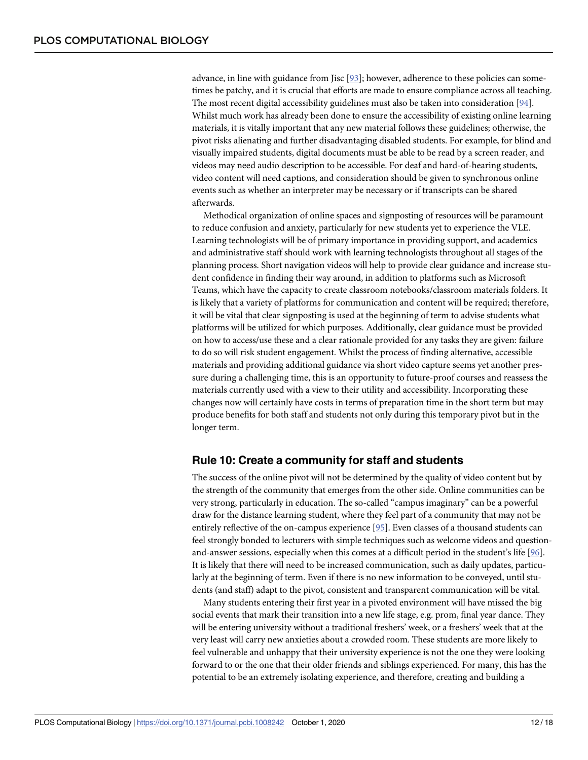advance, in line with guidance from Jisc [93]; however, adherence to these policies can sometimes be patchy, and it is crucial that efforts are made to ensure compliance across all teaching. The most recent digital accessibility guidelines must also be taken into consideration [94]. Whilst much work has already been done to ensure the accessibility of existing online learning materials, it is vitally important that any new material follows these guidelines; otherwise, the pivot risks alienating and further disadvantaging disabled students. For example, for blind and visually impaired students, digital documents must be able to be read by a screen reader, and videos may need audio description to be accessible. For deaf and hard-of-hearing students, video content will need captions, and consideration should be given to synchronous online events such as whether an interpreter may be necessary or if transcripts can be shared afterwards.

Methodical organization of online spaces and signposting of resources will be paramount to reduce confusion and anxiety, particularly for new students yet to experience the VLE. Learning technologists will be of primary importance in providing support, and academics and administrative staff should work with learning technologists throughout all stages of the planning process. Short navigation videos will help to provide clear guidance and increase student confidence in finding their way around, in addition to platforms such as Microsoft Teams, which have the capacity to create classroom notebooks/classroom materials folders. It is likely that a variety of platforms for communication and content will be required; therefore, it will be vital that clear signposting is used at the beginning of term to advise students what platforms will be utilized for which purposes. Additionally, clear guidance must be provided on how to access/use these and a clear rationale provided for any tasks they are given: failure to do so will risk student engagement. Whilst the process of finding alternative, accessible materials and providing additional guidance via short video capture seems yet another pressure during a challenging time, this is an opportunity to future-proof courses and reassess the materials currently used with a view to their utility and accessibility. Incorporating these changes now will certainly have costs in terms of preparation time in the short term but may produce benefits for both staff and students not only during this temporary pivot but in the longer term.

## Rule 10: Create a community for staff and students

The success of the online pivot will not be determined by the quality of video content but by the strength of the community that emerges from the other side. Online communities can be very strong, particularly in education. The so-called "campus imaginary" can be a powerful draw for the distance learning student, where they feel part of a community that may not be entirely reflective of the on-campus experience [95]. Even classes of a thousand students can feel strongly bonded to lecturers with simple techniques such as welcome videos and question-and-answer sessions, especially when this comes at a difficult period in the student's life [96]. It is likely that there will need to be increased communication, such as daily updates, particularly at the beginning of term. Even if there is no new information to be conveyed, until students (and staff) adapt to the pivot, consistent and transparent communication will be vital.

Many students entering their first year in a pivoted environment will have missed the big social events that mark their transition into a new life stage, e.g. prom, final year dance. They will be entering university without a traditional freshers' week, or a freshers' week that at the very least will carry new anxieties about a crowded room. These students are more likely to feel vulnerable and unhappy that their university experience is not the one they were looking forward to or the one that their older friends and siblings experienced. For many, this has the potential to be an extremely isolating experience, and therefore, creating and building a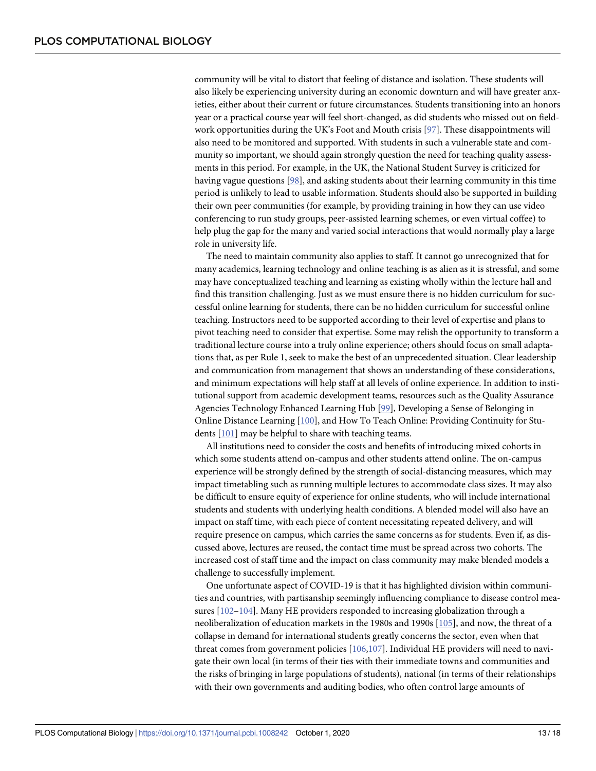community will be vital to distort that feeling of distance and isolation. These students will also likely be experiencing university during an economic downturn and will have greater anxieties, either about their current or future circumstances. Students transitioning into an honors year or a practical course year will feel short-changed, as did students who missed out on fieldwork opportunities during the UK's Foot and Mouth crisis [97]. These disappointments will also need to be monitored and supported. With students in such a vulnerable state and community so important, we should again strongly question the need for teaching quality assessments in this period. For example, in the UK, the National Student Survey is criticized for having vague questions [98], and asking students about their learning community in this time period is unlikely to lead to usable information. Students should also be supported in building their own peer communities (for example, by providing training in how they can use video conferencing to run study groups, peer-assisted learning schemes, or even virtual coffee) to help plug the gap for the many and varied social interactions that would normally play a large role in university life.

The need to maintain community also applies to staff. It cannot go unrecognized that for many academics, learning technology and online teaching is as alien as it is stressful, and some may have conceptualized teaching and learning as existing wholly within the lecture hall and find this transition challenging. Just as we must ensure there is no hidden curriculum for successful online learning for students, there can be no hidden curriculum for successful online teaching. Instructors need to be supported according to their level of expertise and plans to pivot teaching need to consider that expertise. Some may relish the opportunity to transform a traditional lecture course into a truly online experience; others should focus on small adaptations that, as per Rule 1, seek to make the best of an unprecedented situation. Clear leadership and communication from management that shows an understanding of these considerations, and minimum expectations will help staff at all levels of online experience. In addition to institutional support from academic development teams, resources such as the Quality Assurance Agencies Technology Enhanced Learning Hub [99], Developing a Sense of Belonging in Online Distance Learning [100], and How To Teach Online: Providing Continuity for Students [101] may be helpful to share with teaching teams.

All institutions need to consider the costs and benefits of introducing mixed cohorts in which some students attend on-campus and other students attend online. The on-campus experience will be strongly defined by the strength of social-distancing measures, which may impact timetabling such as running multiple lectures to accommodate class sizes. It may also be difficult to ensure equity of experience for online students, who will include international students and students with underlying health conditions. A blended model will also have an impact on staff time, with each piece of content necessitating repeated delivery, and will require presence on campus, which carries the same concerns as for students. Even if, as discussed above, lectures are reused, the contact time must be spread across two cohorts. The increased cost of staff time and the impact on class community may make blended models a challenge to successfully implement.

One unfortunate aspect of COVID-19 is that it has highlighted division within communities and countries, with partisanship seemingly influencing compliance to disease control measures [102–104]. Many HE providers responded to increasing globalization through a neoliberalization of education markets in the 1980s and 1990s [105], and now, the threat of a collapse in demand for international students greatly concerns the sector, even when that threat comes from government policies [106,107]. Individual HE providers will need to navigate their own local (in terms of their ties with their immediate towns and communities and the risks of bringing in large populations of students), national (in terms of their relationships with their own governments and auditing bodies, who often control large amounts of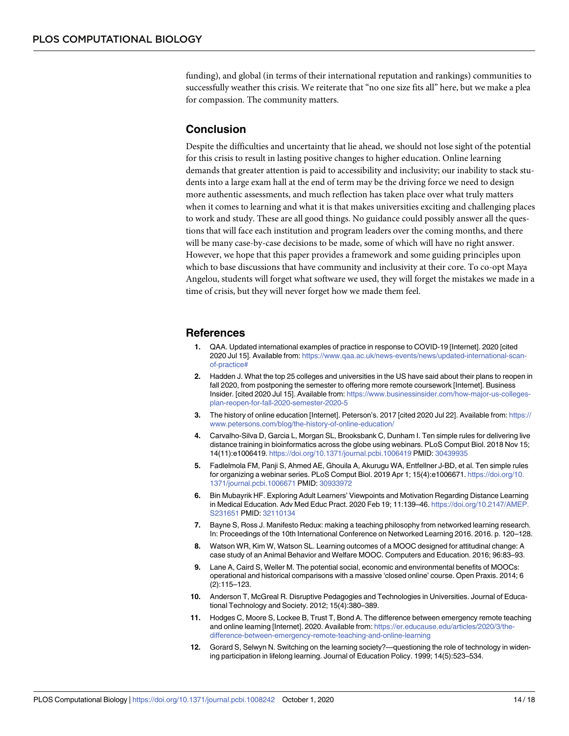funding), and global (in terms of their international reputation and rankings) communities to successfully weather this crisis. We reiterate that "no one size fits all" here, but we make a plea for compassion. The community matters.

## Conclusion

Despite the difficulties and uncertainty that lie ahead, we should not lose sight of the potential for this crisis to result in lasting positive changes to higher education. Online learning demands that greater attention is paid to accessibility and inclusivity; our inability to stack students into a large exam hall at the end of term may be the driving force we need to design more authentic assessments, and much reflection has taken place over what truly matters when it comes to learning and what it is that makes universities exciting and challenging places to work and study. These are all good things. No guidance could possibly answer all the questions that will face each institution and program leaders over the coming months, and there will be many case-by-case decisions to be made, some of which will have no right answer. However, we hope that this paper provides a framework and some guiding principles upon which to base discussions that have community and inclusivity at their core. To co-opt Maya Angelou, students will forget what software we used, they will forget the mistakes we made in a time of crisis, but they will never forget how we made them feel.

## References

1. QAA. Updated international examples of practice in response to COVID-19 [Internet]. 2020 [cited 2020 Jul 15]. Available from: https://www.qaa.ac.uk/news-events/news/updated-international-scan-of-practice#
2. Hadden J. What the top 25 colleges and universities in the US have said about their plans to reopen in fall 2020, from postponing the semester to offering more remote coursework [Internet]. Business Insider. [cited 2020 Jul 15]. Available from: https://www.businessinsider.com/how-major-us-colleges-plan-reopen-for-fall-2020-semester-2020-5
3. The history of online education [Internet]. Peterson's. 2017 [cited 2020 Jul 22]. Available from: https://www.petersons.com/blog/the-history-of-online-education/
4. Carvalho-Silva D, Garcia L, Morgan SL, Brooksbank C, Dunham I. Ten simple rules for delivering live distance training in bioinformatics across the globe using webinars. PLoS Comput Biol. 2018 Nov 15; 14(11):e1006419. https://doi.org/10.1371/journal.pcbi.1006419 PMID: 30439935
5. Fadlelmola FM, Panji S, Ahmed AE, Ghouila A, Akurugu WA, Entfellner J-BD, et al. Ten simple rules for organizing a webinar series. PLoS Comput Biol. 2019 Apr 1; 15(4):e1006671. https://doi.org/10.1371/journal.pcbi.1006671 PMID: 30933972
6. Bin Mubayrik HF. Exploring Adult Learners' Viewpoints and Motivation Regarding Distance Learning in Medical Education. Adv Med Educ Pract. 2020 Feb 19; 11:139–46. https://doi.org/10.2147/AMEP.S231651 PMID: 32110134
7. Bayne S, Ross J. Manifesto Redux: making a teaching philosophy from networked learning research. In: Proceedings of the 10th International Conference on Networked Learning 2016. 2016. p. 120–128.
8. Watson WR, Kim W, Watson SL. Learning outcomes of a MOOC designed for attitudinal change: A case study of an Animal Behavior and Welfare MOOC. Computers and Education. 2016; 96:83–93.
9. Lane A, Caird S, Weller M. The potential social, economic and environmental benefits of MOOCs: operational and historical comparisons with a massive 'closed online' course. Open Praxis. 2014; 6 (2):115–123.
10. Anderson T, McGreal R. Disruptive Pedagogies and Technologies in Universities. Journal of Educational Technology and Society. 2012; 15(4):380–389.
11. Hodges C, Moore S, Lockee B, Trust T, Bond A. The difference between emergency remote teaching and online learning [Internet]. 2020. Available from: https://er.educause.edu/articles/2020/3/the-difference-between-emergency-remote-teaching-and-online-learning
12. Gorard S, Selwyn N. Switching on the learning society?—questioning the role of technology in widening participation in lifelong learning. Journal of Education Policy. 1999; 14(5):523–534.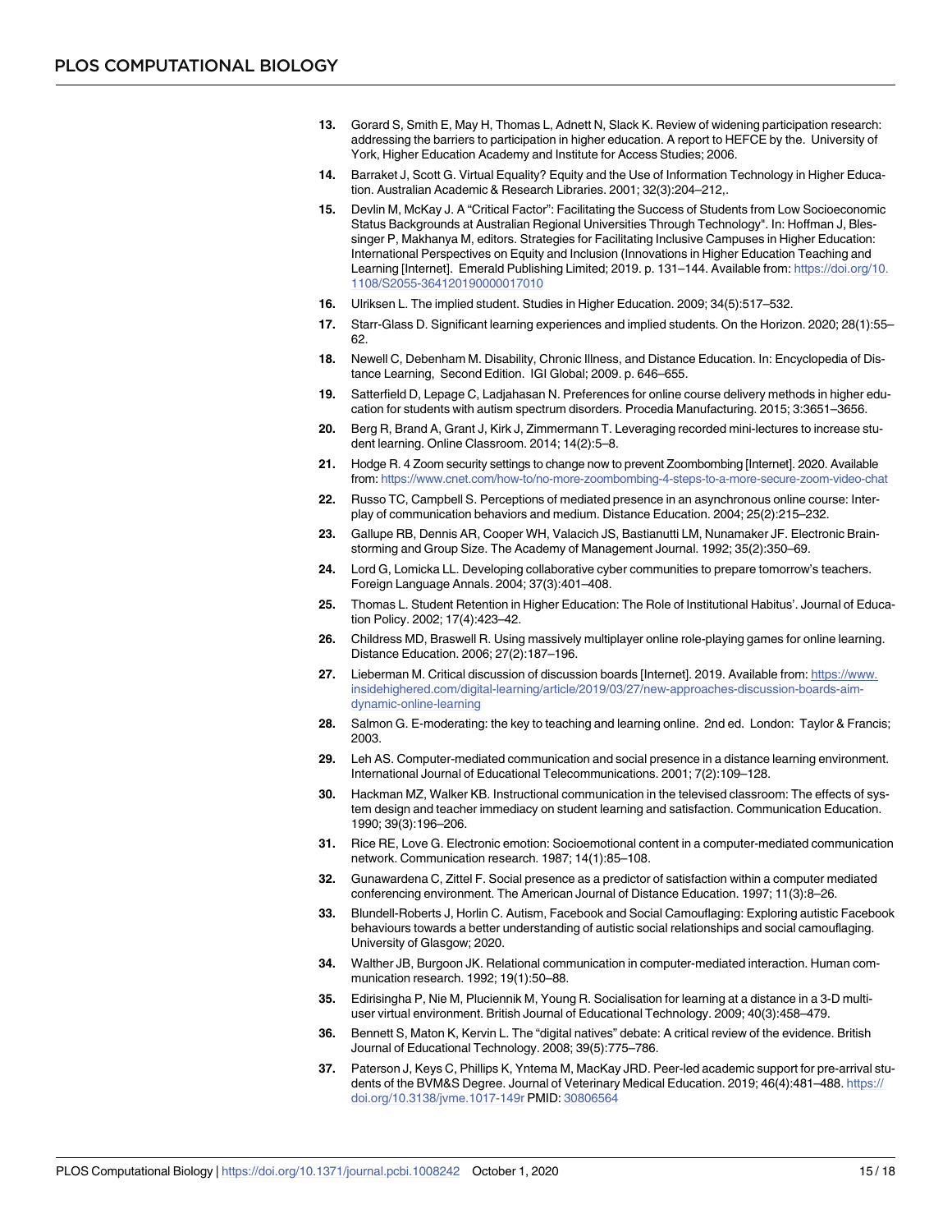13. Gorard S, Smith E, May H, Thomas L, Adnett N, Slack K. Review of widening participation research: addressing the barriers to participation in higher education. A report to HEFCE by the. University of York, Higher Education Academy and Institute for Access Studies; 2006.

14. Barraket J, Scott G. Virtual Equality? Equity and the Use of Information Technology in Higher Education. Australian Academic & Research Libraries. 2001; 32(3):204–212,.

15. Devlin M, McKay J. A "Critical Factor": Facilitating the Success of Students from Low Socioeconomic Status Backgrounds at Australian Regional Universities Through Technology". In: Hoffman J, Blessinger P, Makhanya M, editors. Strategies for Facilitating Inclusive Campuses in Higher Education: International Perspectives on Equity and Inclusion (Innovations in Higher Education Teaching and Learning [Internet]. Emerald Publishing Limited; 2019. p. 131–144. Available from: https://doi.org/10.1108/S2055-364120190000017010

16. Ulriksen L. The implied student. Studies in Higher Education. 2009; 34(5):517–532.

17. Starr-Glass D. Significant learning experiences and implied students. On the Horizon. 2020; 28(1):55–62.

18. Newell C, Debenham M. Disability, Chronic Illness, and Distance Education. In: Encyclopedia of Distance Learning, Second Edition. IGI Global; 2009. p. 646–655.

19. Satterfield D, Lepage C, Ladjahasan N. Preferences for online course delivery methods in higher education for students with autism spectrum disorders. Procedia Manufacturing. 2015; 3:3651–3656.

20. Berg R, Brand A, Grant J, Kirk J, Zimmermann T. Leveraging recorded mini-lectures to increase student learning. Online Classroom. 2014; 14(2):5–8.

21. Hodge R. 4 Zoom security settings to change now to prevent Zoombombing [Internet]. 2020. Available from: https://www.cnet.com/how-to/no-more-zoombombing-4-steps-to-a-more-secure-zoom-video-chat

22. Russo TC, Campbell S. Perceptions of mediated presence in an asynchronous online course: Interplay of communication behaviors and medium. Distance Education. 2004; 25(2):215–232.

23. Gallupe RB, Dennis AR, Cooper WH, Valacich JS, Bastianutti LM, Nunamaker JF. Electronic Brainstorming and Group Size. The Academy of Management Journal. 1992; 35(2):350–69.

24. Lord G, Lomicka LL. Developing collaborative cyber communities to prepare tomorrow's teachers. Foreign Language Annals. 2004; 37(3):401–408.

25. Thomas L. Student Retention in Higher Education: The Role of Institutional Habitus'. Journal of Education Policy. 2002; 17(4):423–42.

26. Childress MD, Braswell R. Using massively multiplayer online role-playing games for online learning. Distance Education. 2006; 27(2):187–196.

27. Lieberman M. Critical discussion of discussion boards [Internet]. 2019. Available from: https://www.insidehighered.com/digital-learning/article/2019/03/27/new-approaches-discussion-boards-aim-dynamic-online-learning

28. Salmon G. E-moderating: the key to teaching and learning online. 2nd ed. London: Taylor & Francis; 2003.

29. Leh AS. Computer-mediated communication and social presence in a distance learning environment. International Journal of Educational Telecommunications. 2001; 7(2):109–128.

30. Hackman MZ, Walker KB. Instructional communication in the televised classroom: The effects of system design and teacher immediacy on student learning and satisfaction. Communication Education. 1990; 39(3):196–206.

31. Rice RE, Love G. Electronic emotion: Socioemotional content in a computer-mediated communication network. Communication research. 1987; 14(1):85–108.

32. Gunawardena C, Zittel F. Social presence as a predictor of satisfaction within a computer mediated conferencing environment. The American Journal of Distance Education. 1997; 11(3):8–26.

33. Blundell-Roberts J, Horlin C. Autism, Facebook and Social Camouflaging: Exploring autistic Facebook behaviours towards a better understanding of autistic social relationships and social camouflaging. University of Glasgow; 2020.

34. Walther JB, Burgoon JK. Relational communication in computer-mediated interaction. Human communication research. 1992; 19(1):50–88.

35. Edirisingha P, Nie M, Pluciennik M, Young R. Socialisation for learning at a distance in a 3-D multi-user virtual environment. British Journal of Educational Technology. 2009; 40(3):458–479.

36. Bennett S, Maton K, Kervin L. The "digital natives" debate: A critical review of the evidence. British Journal of Educational Technology. 2008; 39(5):775–786.

37. Paterson J, Keys C, Phillips K, Yntema M, MacKay JRD. Peer-led academic support for pre-arrival students of the BVM&S Degree. Journal of Veterinary Medical Education. 2019; 46(4):481–488. https://doi.org/10.3138/jvme.1017-149r PMID: 30806564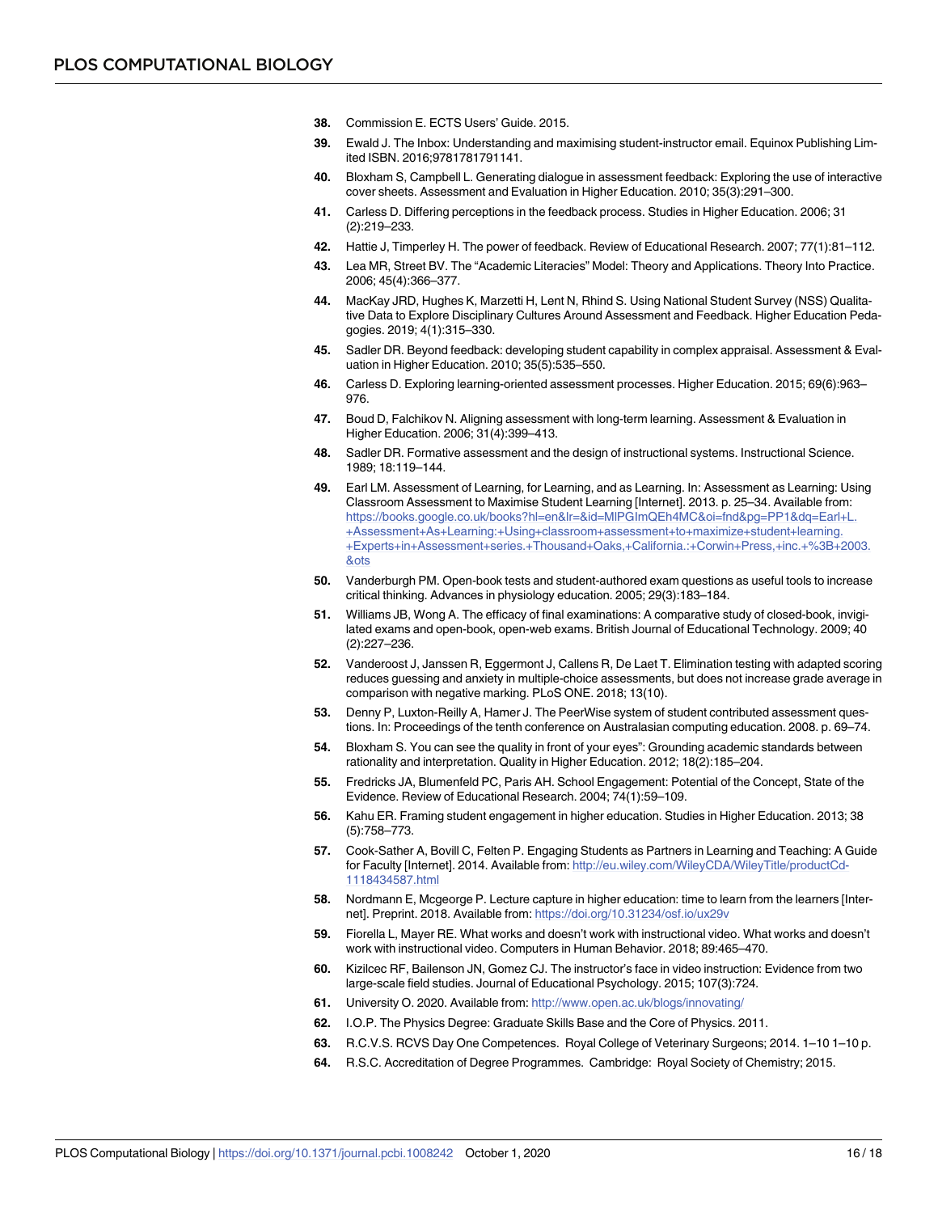38. Commission E. ECTS Users' Guide. 2015.
39. Ewald J. The Inbox: Understanding and maximising student-instructor email. Equinox Publishing Limited ISBN. 2016;9781781791141.
40. Bloxham S, Campbell L. Generating dialogue in assessment feedback: Exploring the use of interactive cover sheets. Assessment and Evaluation in Higher Education. 2010; 35(3):291–300.
41. Carless D. Differing perceptions in the feedback process. Studies in Higher Education. 2006; 31 (2):219–233.
42. Hattie J, Timperley H. The power of feedback. Review of Educational Research. 2007; 77(1):81–112.
43. Lea MR, Street BV. The "Academic Literacies" Model: Theory and Applications. Theory Into Practice. 2006; 45(4):366–377.
44. MacKay JRD, Hughes K, Marzetti H, Lent N, Rhind S. Using National Student Survey (NSS) Qualitative Data to Explore Disciplinary Cultures Around Assessment and Feedback. Higher Education Pedagogies. 2019; 4(1):315–330.
45. Sadler DR. Beyond feedback: developing student capability in complex appraisal. Assessment & Evaluation in Higher Education. 2010; 35(5):535–550.
46. Carless D. Exploring learning-oriented assessment processes. Higher Education. 2015; 69(6):963–976.
47. Boud D, Falchikov N. Aligning assessment with long-term learning. Assessment & Evaluation in Higher Education. 2006; 31(4):399–413.
48. Sadler DR. Formative assessment and the design of instructional systems. Instructional Science. 1989; 18:119–144.
49. Earl LM. Assessment of Learning, for Learning, and as Learning. In: Assessment as Learning: Using Classroom Assessment to Maximise Student Learning [Internet]. 2013. p. 25–34. Available from: https://books.google.co.uk/books?hl=en&lr=&id=MlPGImQEh4MC&oi=fnd&pg=PP1&dq=Earl+L.+Assessment+As+Learning:+Using+classroom+assessment+to+maximize+student+learning.+Experts+in+Assessment+series.+Thousand+Oaks,+California.:+Corwin+Press,+inc.+%3B+2003.&ots
50. Vanderburgh PM. Open-book tests and student-authored exam questions as useful tools to increase critical thinking. Advances in physiology education. 2005; 29(3):183–184.
51. Williams JB, Wong A. The efficacy of final examinations: A comparative study of closed-book, invigilated exams and open-book, open-web exams. British Journal of Educational Technology. 2009; 40 (2):227–236.
52. Vanderoost J, Janssen R, Eggermont J, Callens R, De Laet T. Elimination testing with adapted scoring reduces guessing and anxiety in multiple-choice assessments, but does not increase grade average in comparison with negative marking. PLoS ONE. 2018; 13(10).
53. Denny P, Luxton-Reilly A, Hamer J. The PeerWise system of student contributed assessment questions. In: Proceedings of the tenth conference on Australasian computing education. 2008. p. 69–74.
54. Bloxham S. You can see the quality in front of your eyes": Grounding academic standards between rationality and interpretation. Quality in Higher Education. 2012; 18(2):185–204.
55. Fredricks JA, Blumenfeld PC, Paris AH. School Engagement: Potential of the Concept, State of the Evidence. Review of Educational Research. 2004; 74(1):59–109.
56. Kahu ER. Framing student engagement in higher education. Studies in Higher Education. 2013; 38 (5):758–773.
57. Cook-Sather A, Bovill C, Felten P. Engaging Students as Partners in Learning and Teaching: A Guide for Faculty [Internet]. 2014. Available from: http://eu.wiley.com/WileyCDA/WileyTitle/productCd-1118434587.html
58. Nordmann E, Mcgeorge P. Lecture capture in higher education: time to learn from the learners [Internet]. Preprint. 2018. Available from: https://doi.org/10.31234/osf.io/ux29v
59. Fiorella L, Mayer RE. What works and doesn't work with instructional video. What works and doesn't work with instructional video. Computers in Human Behavior. 2018; 89:465–470.
60. Kizilcec RF, Bailenson JN, Gomez CJ. The instructor's face in video instruction: Evidence from two large-scale field studies. Journal of Educational Psychology. 2015; 107(3):724.
61. University O. 2020. Available from: http://www.open.ac.uk/blogs/innovating/
62. I.O.P. The Physics Degree: Graduate Skills Base and the Core of Physics. 2011.
63. R.C.V.S. RCVS Day One Competences. Royal College of Veterinary Surgeons; 2014. 1–10 1–10 p.
64. R.S.C. Accreditation of Degree Programmes. Cambridge: Royal Society of Chemistry; 2015.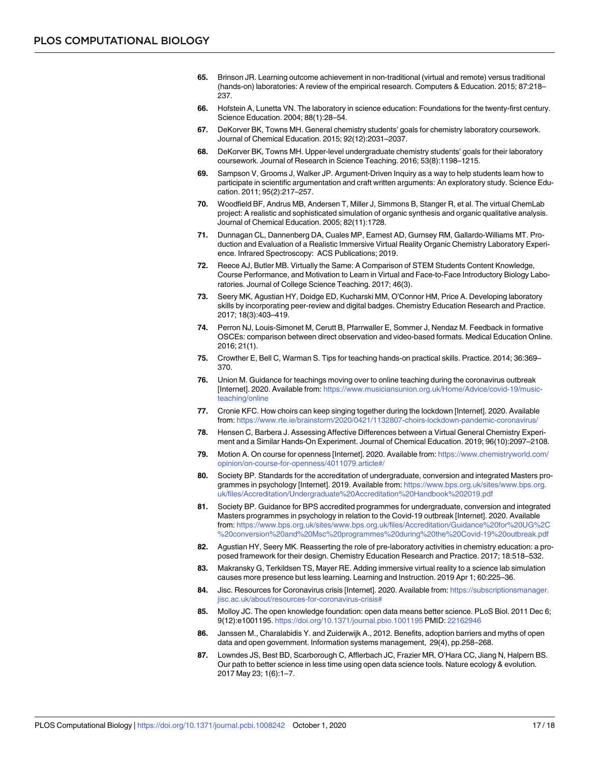65. Brinson JR. Learning outcome achievement in non-traditional (virtual and remote) versus traditional (hands-on) laboratories: A review of the empirical research. Computers & Education. 2015; 87:218–237.

66. Hofstein A, Lunetta VN. The laboratory in science education: Foundations for the twenty-first century. Science Education. 2004; 88(1):28–54.

67. DeKorver BK, Towns MH. General chemistry students' goals for chemistry laboratory coursework. Journal of Chemical Education. 2015; 92(12):2031–2037.

68. DeKorver BK, Towns MH. Upper-level undergraduate chemistry students' goals for their laboratory coursework. Journal of Research in Science Teaching. 2016; 53(8):1198–1215.

69. Sampson V, Grooms J, Walker JP. Argument-Driven Inquiry as a way to help students learn how to participate in scientific argumentation and craft written arguments: An exploratory study. Science Education. 2011; 95(2):217–257.

70. Woodfield BF, Andrus MB, Andersen T, Miller J, Simmons B, Stanger R, et al. The virtual ChemLab project: A realistic and sophisticated simulation of organic synthesis and organic qualitative analysis. Journal of Chemical Education. 2005; 82(11):1728.

71. Dunnagan CL, Dannenberg DA, Cuales MP, Earnest AD, Gurnsey RM, Gallardo-Williams MT. Production and Evaluation of a Realistic Immersive Virtual Reality Organic Chemistry Laboratory Experience. Infrared Spectroscopy: ACS Publications; 2019.

72. Reece AJ, Butler MB. Virtually the Same: A Comparison of STEM Students Content Knowledge, Course Performance, and Motivation to Learn in Virtual and Face-to-Face Introductory Biology Laboratories. Journal of College Science Teaching. 2017; 46(3).

73. Seery MK, Agustian HY, Doidge ED, Kucharski MM, O'Connor HM, Price A. Developing laboratory skills by incorporating peer-review and digital badges. Chemistry Education Research and Practice. 2017; 18(3):403–419.

74. Perron NJ, Louis-Simonet M, Cerutt B, Pfarrwaller E, Sommer J, Nendaz M. Feedback in formative OSCEs: comparison between direct observation and video-based formats. Medical Education Online. 2016; 21(1).

75. Crowther E, Bell C, Warman S. Tips for teaching hands-on practical skills. Practice. 2014; 36:369–370.

76. Union M. Guidance for teachings moving over to online teaching during the coronavirus outbreak [Internet]. 2020. Available from: https://www.musiciansunion.org.uk/Home/Advice/covid-19/music-teaching/online

77. Cronie KFC. How choirs can keep singing together during the lockdown [Internet]. 2020. Available from: https://www.rte.ie/brainstorm/2020/0421/1132807-choirs-lockdown-pandemic-coronavirus/

78. Hensen C, Barbera J. Assessing Affective Differences between a Virtual General Chemistry Experiment and a Similar Hands-On Experiment. Journal of Chemical Education. 2019; 96(10):2097–2108.

79. Motion A. On course for openness [Internet]. 2020. Available from: https://www.chemistryworld.com/opinion/on-course-for-openness/4011079.article#/

80. Society BP. Standards for the accreditation of undergraduate, conversion and integrated Masters programmes in psychology [Internet]. 2019. Available from: https://www.bps.org.uk/sites/www.bps.org.uk/files/Accreditation/Undergraduate%20Accreditation%20Handbook%202019.pdf

81. Society BP. Guidance for BPS accredited programmes for undergraduate, conversion and integrated Masters programmes in psychology in relation to the Covid-19 outbreak [Internet]. 2020. Available from: https://www.bps.org.uk/sites/www.bps.org.uk/files/Accreditation/Guidance%20for%20UG%2C%20conversion%20and%20Msc%20programmes%20during%20the%20Covid-19%20outbreak.pdf

82. Agustian HY, Seery MK. Reasserting the role of pre-laboratory activities in chemistry education: a proposed framework for their design. Chemistry Education Research and Practice. 2017; 18:518–532.

83. Makransky G, Terkildsen TS, Mayer RE. Adding immersive virtual reality to a science lab simulation causes more presence but less learning. Learning and Instruction. 2019 Apr 1; 60:225–36.

84. Jisc. Resources for Coronavirus crisis [Internet]. 2020. Available from: https://subscriptionsmanager.jisc.ac.uk/about/resources-for-coronavirus-crisis#

85. Molloy JC. The open knowledge foundation: open data means better science. PLoS Biol. 2011 Dec 6; 9(12):e1001195. https://doi.org/10.1371/journal.pbio.1001195 PMID: 22162946

86. Janssen M., Charalabidis Y. and Zuiderwijk A., 2012. Benefits, adoption barriers and myths of open data and open government. Information systems management, 29(4), pp.258–268.

87. Lowndes JS, Best BD, Scarborough C, Afflerbach JC, Frazier MR, O'Hara CC, Jiang N, Halpern BS. Our path to better science in less time using open data science tools. Nature ecology & evolution. 2017 May 23; 1(6):1–7.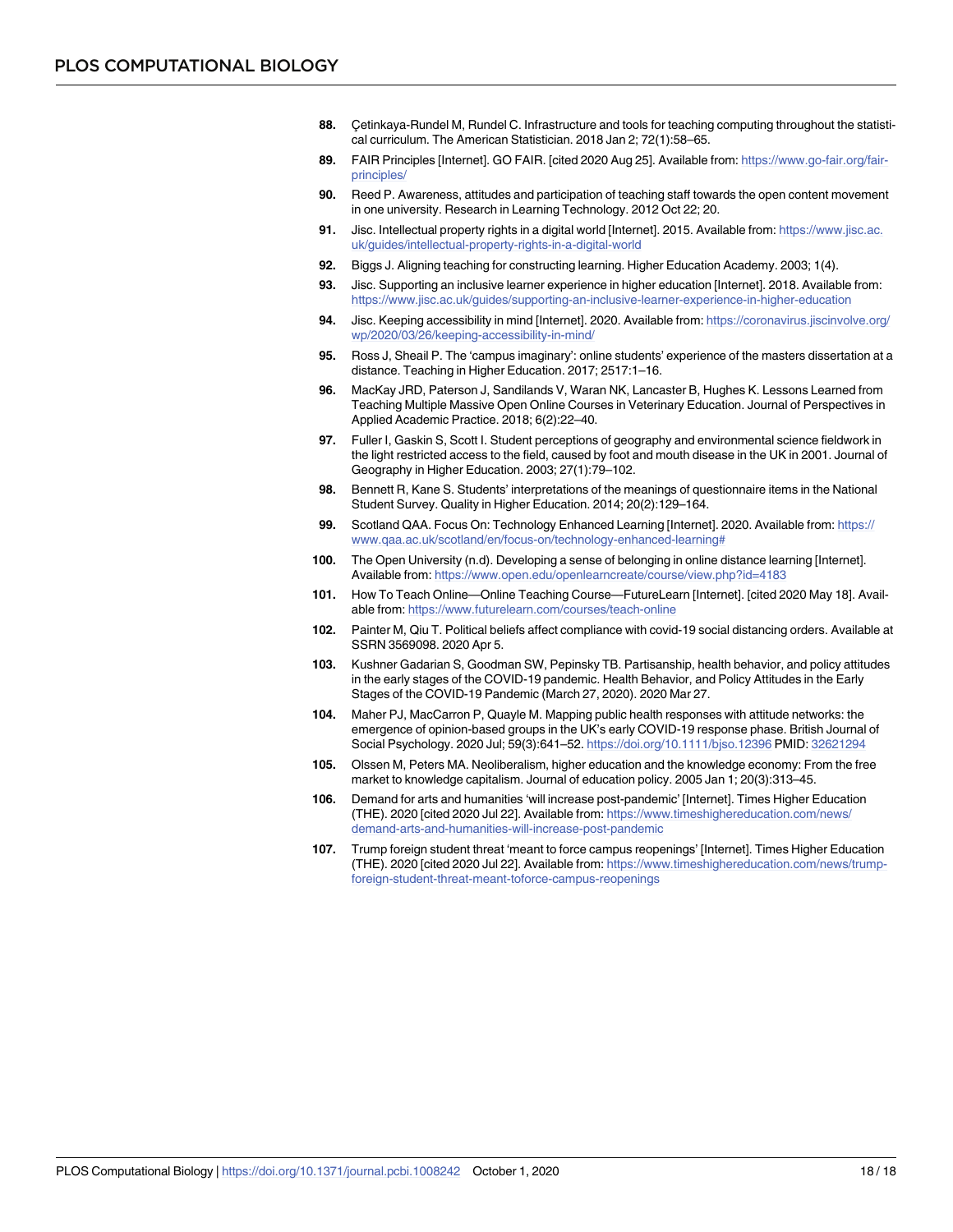88. Çetinkaya-Rundel M, Rundel C. Infrastructure and tools for teaching computing throughout the statistical curriculum. The American Statistician. 2018 Jan 2; 72(1):58–65.
89. FAIR Principles [Internet]. GO FAIR. [cited 2020 Aug 25]. Available from: https://www.go-fair.org/fair-principles/
90. Reed P. Awareness, attitudes and participation of teaching staff towards the open content movement in one university. Research in Learning Technology. 2012 Oct 22; 20.
91. Jisc. Intellectual property rights in a digital world [Internet]. 2015. Available from: https://www.jisc.ac.uk/guides/intellectual-property-rights-in-a-digital-world
92. Biggs J. Aligning teaching for constructing learning. Higher Education Academy. 2003; 1(4).
93. Jisc. Supporting an inclusive learner experience in higher education [Internet]. 2018. Available from: https://www.jisc.ac.uk/guides/supporting-an-inclusive-learner-experience-in-higher-education
94. Jisc. Keeping accessibility in mind [Internet]. 2020. Available from: https://coronavirus.jiscinvolve.org/wp/2020/03/26/keeping-accessibility-in-mind/
95. Ross J, Sheail P. The 'campus imaginary': online students' experience of the masters dissertation at a distance. Teaching in Higher Education. 2017; 2517:1–16.
96. MacKay JRD, Paterson J, Sandilands V, Waran NK, Lancaster B, Hughes K. Lessons Learned from Teaching Multiple Massive Open Online Courses in Veterinary Education. Journal of Perspectives in Applied Academic Practice. 2018; 6(2):22–40.
97. Fuller I, Gaskin S, Scott I. Student perceptions of geography and environmental science fieldwork in the light restricted access to the field, caused by foot and mouth disease in the UK in 2001. Journal of Geography in Higher Education. 2003; 27(1):79–102.
98. Bennett R, Kane S. Students' interpretations of the meanings of questionnaire items in the National Student Survey. Quality in Higher Education. 2014; 20(2):129–164.
99. Scotland QAA. Focus On: Technology Enhanced Learning [Internet]. 2020. Available from: https://www.qaa.ac.uk/scotland/en/focus-on/technology-enhanced-learning#
100. The Open University (n.d). Developing a sense of belonging in online distance learning [Internet]. Available from: https://www.open.edu/openlearncreate/course/view.php?id=4183
101. How To Teach Online—Online Teaching Course—FutureLearn [Internet]. [cited 2020 May 18]. Available from: https://www.futurelearn.com/courses/teach-online
102. Painter M, Qiu T. Political beliefs affect compliance with covid-19 social distancing orders. Available at SSRN 3569098. 2020 Apr 5.
103. Kushner Gadarian S, Goodman SW, Pepinsky TB. Partisanship, health behavior, and policy attitudes in the early stages of the COVID-19 pandemic. Health Behavior, and Policy Attitudes in the Early Stages of the COVID-19 Pandemic (March 27, 2020). 2020 Mar 27.
104. Maher PJ, MacCarron P, Quayle M. Mapping public health responses with attitude networks: the emergence of opinion-based groups in the UK's early COVID-19 response phase. British Journal of Social Psychology. 2020 Jul; 59(3):641–52. https://doi.org/10.1111/bjso.12396 PMID: 32621294
105. Olssen M, Peters MA. Neoliberalism, higher education and the knowledge economy: From the free market to knowledge capitalism. Journal of education policy. 2005 Jan 1; 20(3):313–45.
106. Demand for arts and humanities 'will increase post-pandemic' [Internet]. Times Higher Education (THE). 2020 [cited 2020 Jul 22]. Available from: https://www.timeshighereducation.com/news/demand-arts-and-humanities-will-increase-post-pandemic
107. Trump foreign student threat 'meant to force campus reopenings' [Internet]. Times Higher Education (THE). 2020 [cited 2020 Jul 22]. Available from: https://www.timeshighereducation.com/news/trump-foreign-student-threat-meant-toforce-campus-reopenings